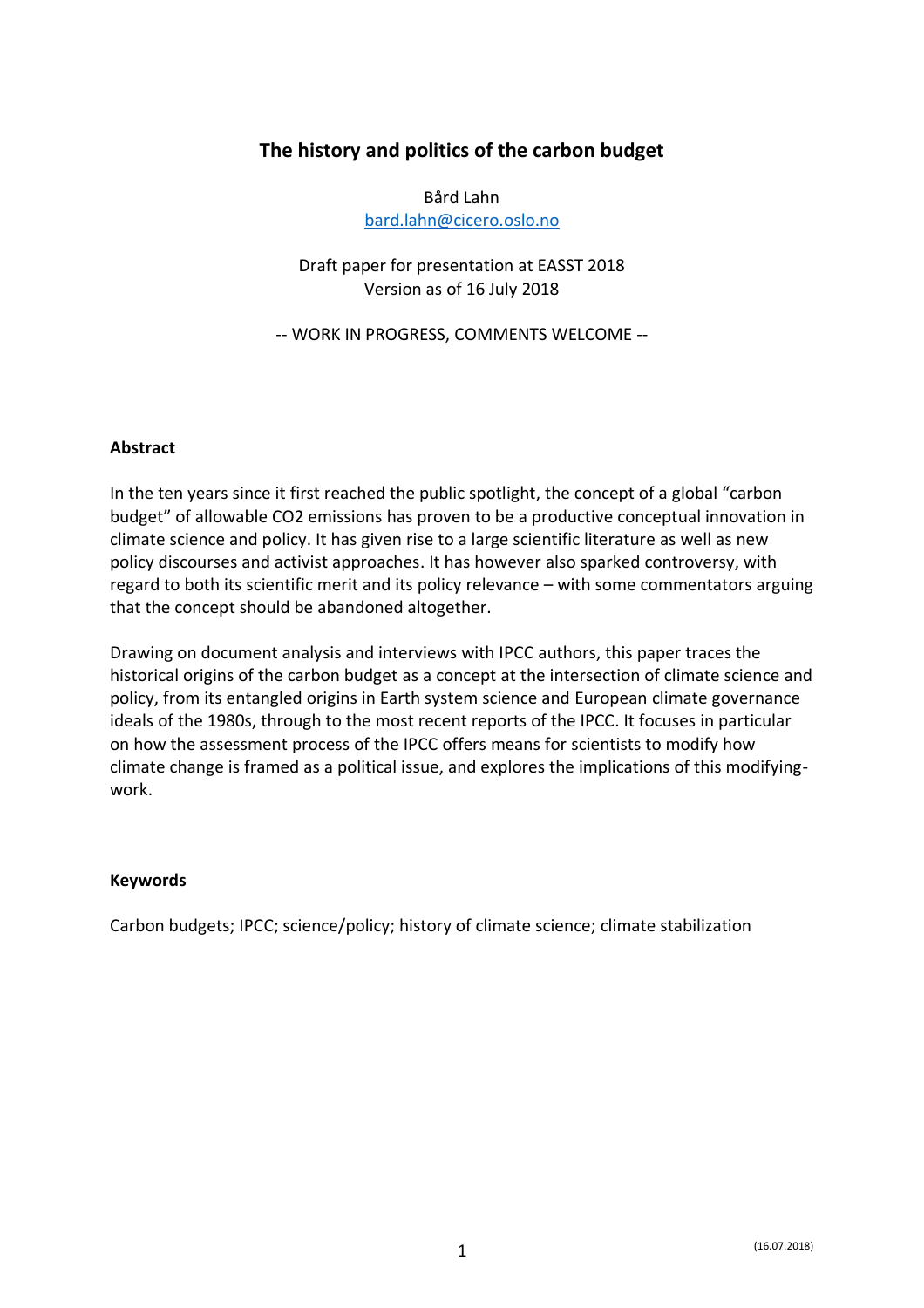# The history and politics of the carbon budget

Bård Lahn
bard.lahn@cicero.oslo.no

Draft paper for presentation at EASST 2018
Version as of 16 July 2018

-- WORK IN PROGRESS, COMMENTS WELCOME --

## Abstract

In the ten years since it first reached the public spotlight, the concept of a global "carbon budget" of allowable $CO_2$ emissions has proven to be a productive conceptual innovation in climate science and policy. It has given rise to a large scientific literature as well as new policy discourses and activist approaches. It has however also sparked controversy, with regard to both its scientific merit and its policy relevance – with some commentators arguing that the concept should be abandoned altogether.

Drawing on document analysis and interviews with IPCC authors, this paper traces the historical origins of the carbon budget as a concept at the intersection of climate science and policy, from its entangled origins in Earth system science and European climate governance ideals of the 1980s, through to the most recent reports of the IPCC. It focuses in particular on how the assessment process of the IPCC offers means for scientists to modify how climate change is framed as a political issue, and explores the implications of this modifying-work.

## Keywords

Carbon budgets; IPCC; science/policy; history of climate science; climate stabilization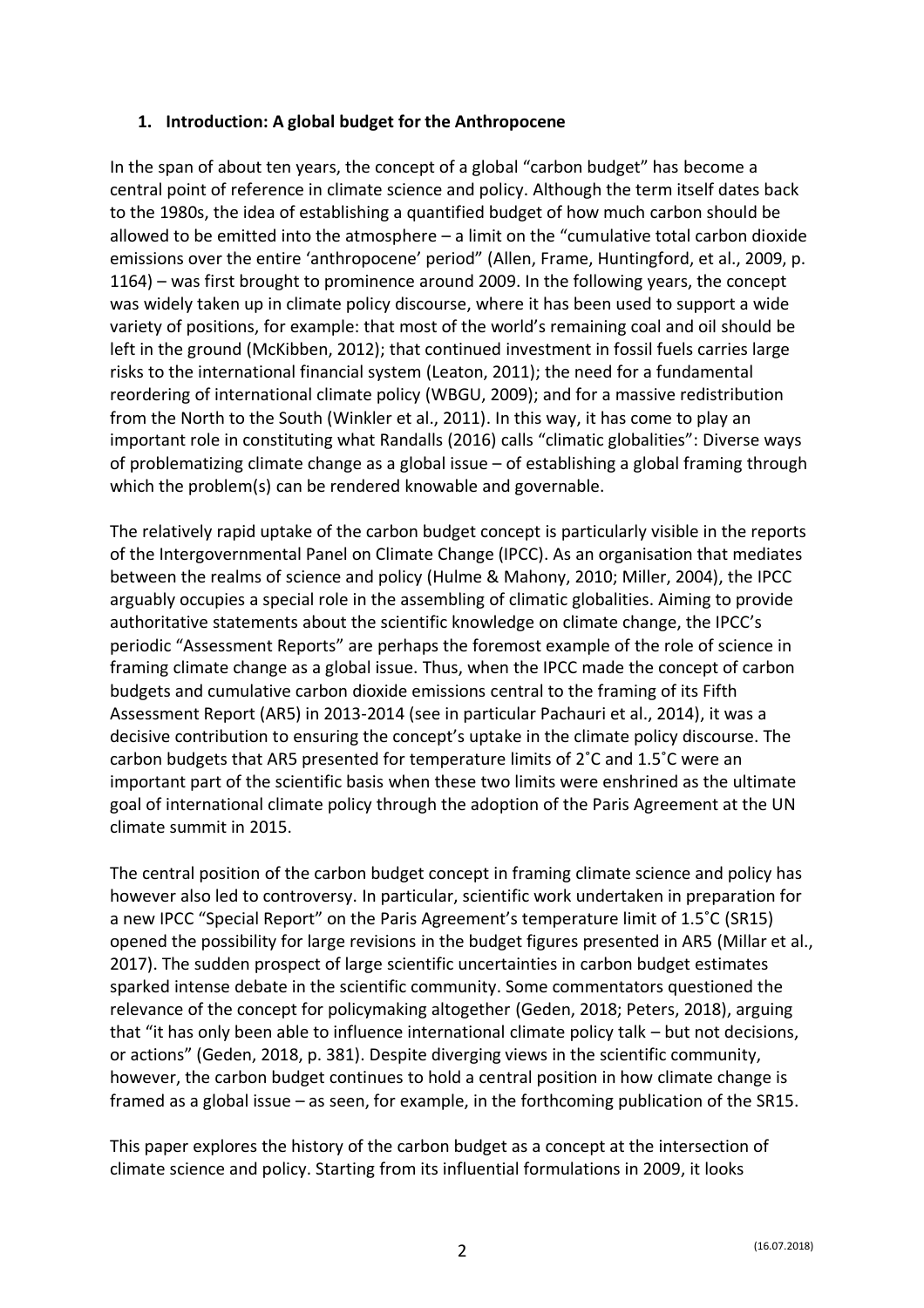## 1. Introduction: A global budget for the Anthropocene

In the span of about ten years, the concept of a global "carbon budget" has become a central point of reference in climate science and policy. Although the term itself dates back to the 1980s, the idea of establishing a quantified budget of how much carbon should be allowed to be emitted into the atmosphere – a limit on the "cumulative total carbon dioxide emissions over the entire 'anthropocene' period" (Allen, Frame, Huntingford, et al., 2009, p. 1164) – was first brought to prominence around 2009. In the following years, the concept was widely taken up in climate policy discourse, where it has been used to support a wide variety of positions, for example: that most of the world's remaining coal and oil should be left in the ground (McKibben, 2012); that continued investment in fossil fuels carries large risks to the international financial system (Leaton, 2011); the need for a fundamental reordering of international climate policy (WBGU, 2009); and for a massive redistribution from the North to the South (Winkler et al., 2011). In this way, it has come to play an important role in constituting what Randalls (2016) calls "climatic globalities": Diverse ways of problematizing climate change as a global issue – of establishing a global framing through which the problem(s) can be rendered knowable and governable.

The relatively rapid uptake of the carbon budget concept is particularly visible in the reports of the Intergovernmental Panel on Climate Change (IPCC). As an organisation that mediates between the realms of science and policy (Hulme & Mahony, 2010; Miller, 2004), the IPCC arguably occupies a special role in the assembling of climatic globalities. Aiming to provide authoritative statements about the scientific knowledge on climate change, the IPCC's periodic "Assessment Reports" are perhaps the foremost example of the role of science in framing climate change as a global issue. Thus, when the IPCC made the concept of carbon budgets and cumulative carbon dioxide emissions central to the framing of its Fifth Assessment Report (AR5) in 2013-2014 (see in particular Pachauri et al., 2014), it was a decisive contribution to ensuring the concept's uptake in the climate policy discourse. The carbon budgets that AR5 presented for temperature limits of 2˚C and 1.5˚C were an important part of the scientific basis when these two limits were enshrined as the ultimate goal of international climate policy through the adoption of the Paris Agreement at the UN climate summit in 2015.

The central position of the carbon budget concept in framing climate science and policy has however also led to controversy. In particular, scientific work undertaken in preparation for a new IPCC "Special Report" on the Paris Agreement's temperature limit of 1.5˚C (SR15) opened the possibility for large revisions in the budget figures presented in AR5 (Millar et al., 2017). The sudden prospect of large scientific uncertainties in carbon budget estimates sparked intense debate in the scientific community. Some commentators questioned the relevance of the concept for policymaking altogether (Geden, 2018; Peters, 2018), arguing that "it has only been able to influence international climate policy talk – but not decisions, or actions" (Geden, 2018, p. 381). Despite diverging views in the scientific community, however, the carbon budget continues to hold a central position in how climate change is framed as a global issue – as seen, for example, in the forthcoming publication of the SR15.

This paper explores the history of the carbon budget as a concept at the intersection of climate science and policy. Starting from its influential formulations in 2009, it looks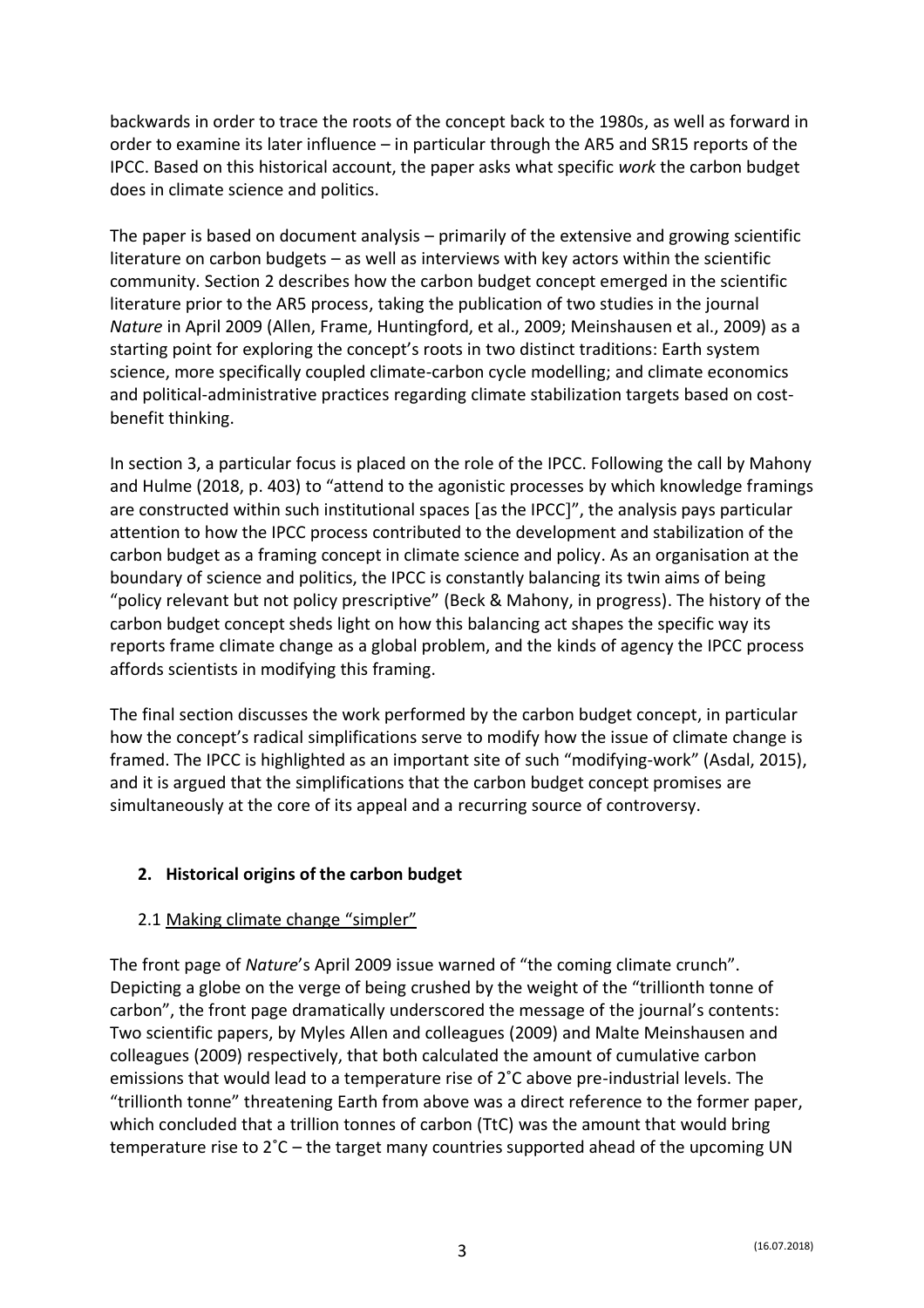backwards in order to trace the roots of the concept back to the 1980s, as well as forward in order to examine its later influence – in particular through the AR5 and SR15 reports of the IPCC. Based on this historical account, the paper asks what specific *work* the carbon budget does in climate science and politics.

The paper is based on document analysis – primarily of the extensive and growing scientific literature on carbon budgets – as well as interviews with key actors within the scientific community. Section 2 describes how the carbon budget concept emerged in the scientific literature prior to the AR5 process, taking the publication of two studies in the journal *Nature* in April 2009 (Allen, Frame, Huntingford, et al., 2009; Meinshausen et al., 2009) as a starting point for exploring the concept's roots in two distinct traditions: Earth system science, more specifically coupled climate-carbon cycle modelling; and climate economics and political-administrative practices regarding climate stabilization targets based on cost-benefit thinking.

In section 3, a particular focus is placed on the role of the IPCC. Following the call by Mahony and Hulme (2018, p. 403) to "attend to the agonistic processes by which knowledge framings are constructed within such institutional spaces [as the IPCC]", the analysis pays particular attention to how the IPCC process contributed to the development and stabilization of the carbon budget as a framing concept in climate science and policy. As an organisation at the boundary of science and politics, the IPCC is constantly balancing its twin aims of being "policy relevant but not policy prescriptive" (Beck & Mahony, in progress). The history of the carbon budget concept sheds light on how this balancing act shapes the specific way its reports frame climate change as a global problem, and the kinds of agency the IPCC process affords scientists in modifying this framing.

The final section discusses the work performed by the carbon budget concept, in particular how the concept's radical simplifications serve to modify how the issue of climate change is framed. The IPCC is highlighted as an important site of such "modifying-work" (Asdal, 2015), and it is argued that the simplifications that the carbon budget concept promises are simultaneously at the core of its appeal and a recurring source of controversy.

## 2. Historical origins of the carbon budget

### 2.1 Making climate change "simpler"

The front page of *Nature*'s April 2009 issue warned of "the coming climate crunch". Depicting a globe on the verge of being crushed by the weight of the "trillionth tonne of carbon", the front page dramatically underscored the message of the journal's contents: Two scientific papers, by Myles Allen and colleagues (2009) and Malte Meinshausen and colleagues (2009) respectively, that both calculated the amount of cumulative carbon emissions that would lead to a temperature rise of 2˚C above pre-industrial levels. The "trillionth tonne" threatening Earth from above was a direct reference to the former paper, which concluded that a trillion tonnes of carbon (TtC) was the amount that would bring temperature rise to 2˚C – the target many countries supported ahead of the upcoming UN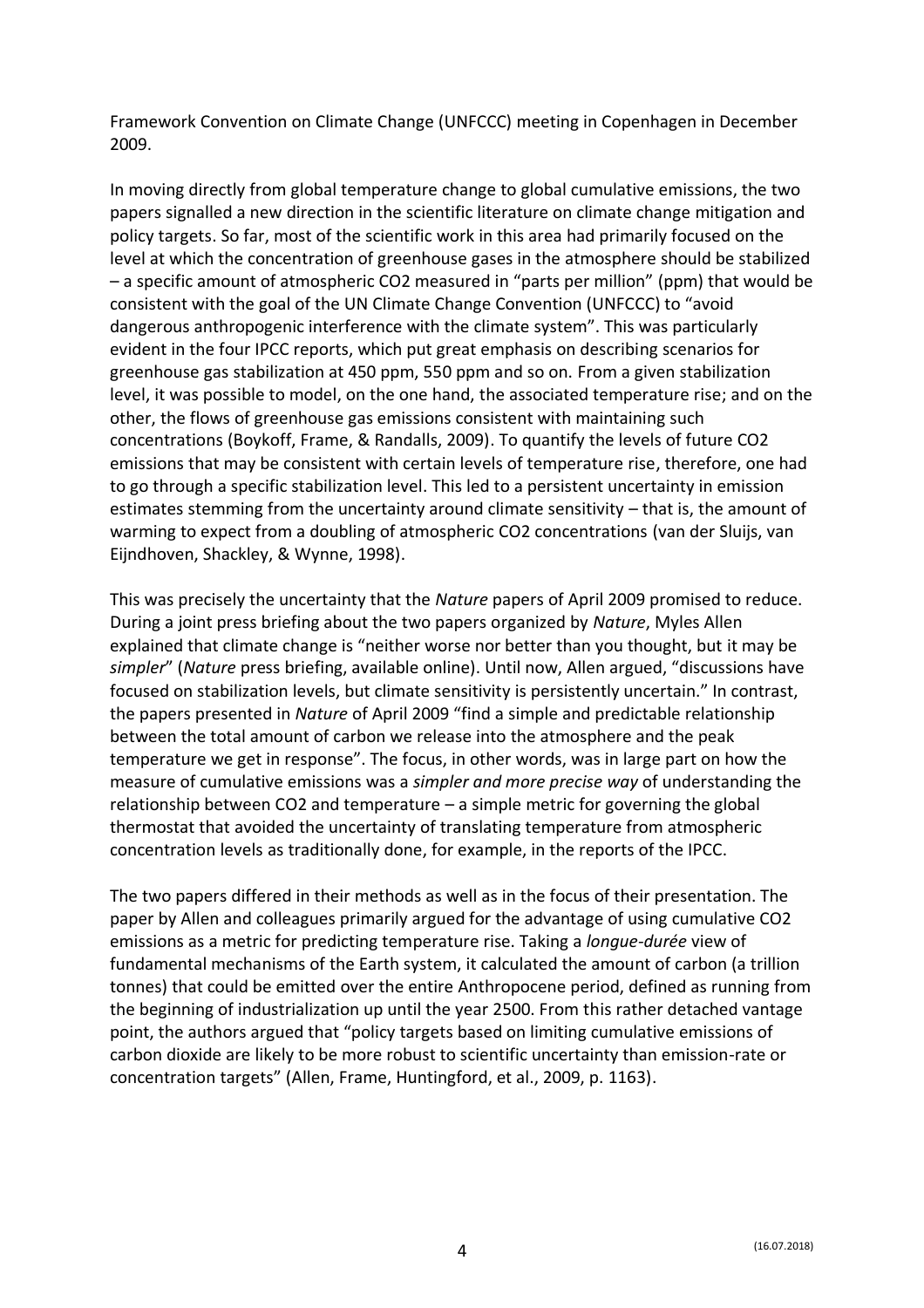Framework Convention on Climate Change (UNFCCC) meeting in Copenhagen in December 2009.

In moving directly from global temperature change to global cumulative emissions, the two papers signalled a new direction in the scientific literature on climate change mitigation and policy targets. So far, most of the scientific work in this area had primarily focused on the level at which the concentration of greenhouse gases in the atmosphere should be stabilized – a specific amount of atmospheric $CO_2$ measured in "parts per million" (ppm) that would be consistent with the goal of the UN Climate Change Convention (UNFCCC) to "avoid dangerous anthropogenic interference with the climate system". This was particularly evident in the four IPCC reports, which put great emphasis on describing scenarios for greenhouse gas stabilization at 450 ppm, 550 ppm and so on. From a given stabilization level, it was possible to model, on the one hand, the associated temperature rise; and on the other, the flows of greenhouse gas emissions consistent with maintaining such concentrations (Boykoff, Frame, & Randalls, 2009). To quantify the levels of future $CO_2$ emissions that may be consistent with certain levels of temperature rise, therefore, one had to go through a specific stabilization level. This led to a persistent uncertainty in emission estimates stemming from the uncertainty around climate sensitivity – that is, the amount of warming to expect from a doubling of atmospheric $CO_2$ concentrations (van der Sluijs, van Eijndhoven, Shackley, & Wynne, 1998).

This was precisely the uncertainty that the *Nature* papers of April 2009 promised to reduce. During a joint press briefing about the two papers organized by *Nature*, Myles Allen explained that climate change is "neither worse nor better than you thought, but it may be *simpler*" (*Nature* press briefing, available online). Until now, Allen argued, "discussions have focused on stabilization levels, but climate sensitivity is persistently uncertain." In contrast, the papers presented in *Nature* of April 2009 "find a simple and predictable relationship between the total amount of carbon we release into the atmosphere and the peak temperature we get in response". The focus, in other words, was in large part on how the measure of cumulative emissions was a *simpler and more precise way* of understanding the relationship between $CO_2$ and temperature – a simple metric for governing the global thermostat that avoided the uncertainty of translating temperature from atmospheric concentration levels as traditionally done, for example, in the reports of the IPCC.

The two papers differed in their methods as well as in the focus of their presentation. The paper by Allen and colleagues primarily argued for the advantage of using cumulative $CO_2$ emissions as a metric for predicting temperature rise. Taking a *longue-durée* view of fundamental mechanisms of the Earth system, it calculated the amount of carbon (a trillion tonnes) that could be emitted over the entire Anthropocene period, defined as running from the beginning of industrialization up until the year 2500. From this rather detached vantage point, the authors argued that "policy targets based on limiting cumulative emissions of carbon dioxide are likely to be more robust to scientific uncertainty than emission-rate or concentration targets" (Allen, Frame, Huntingford, et al., 2009, p. 1163).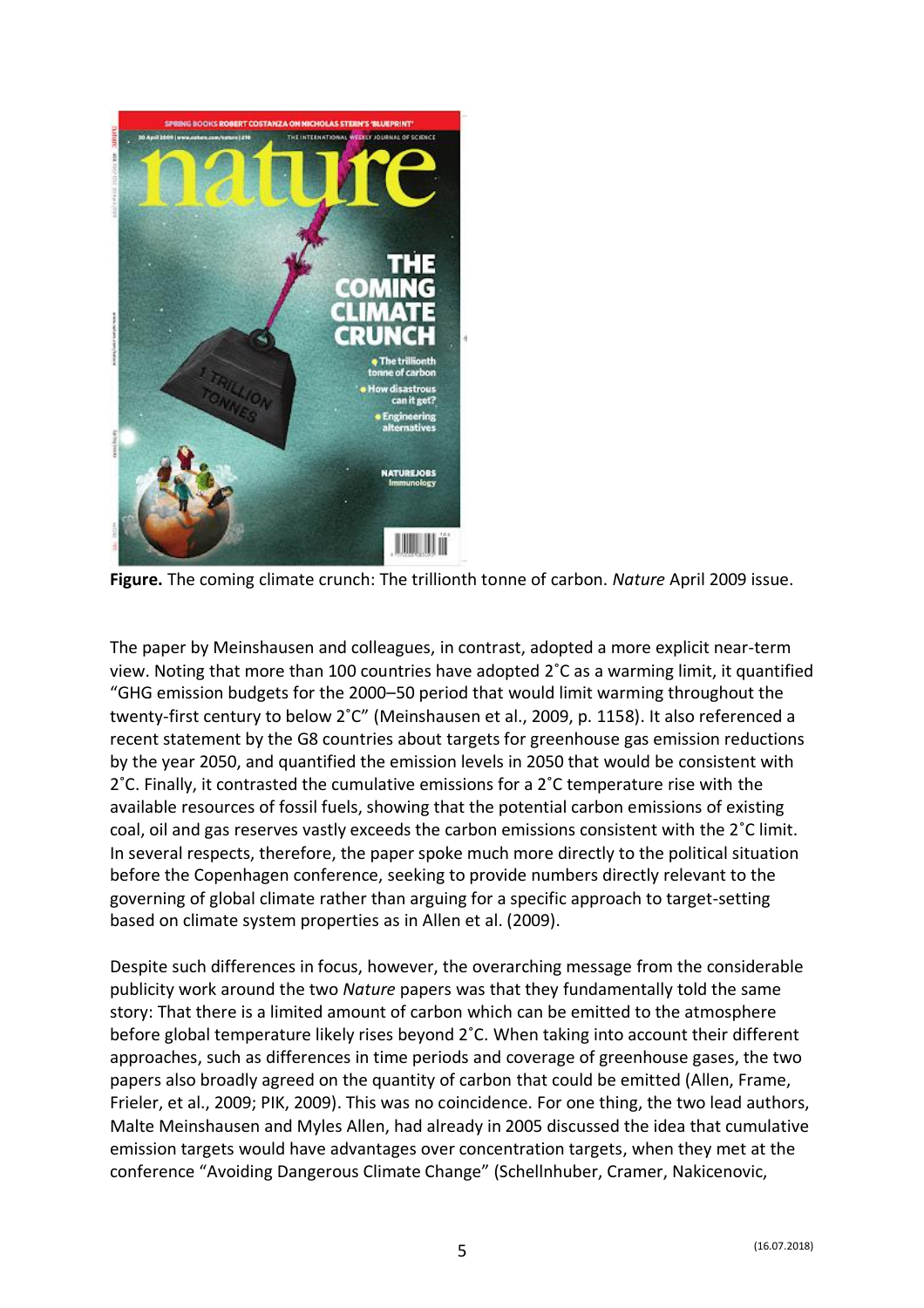**Figure.** The coming climate crunch: The trillionth tonne of carbon. *Nature* April 2009 issue.

The paper by Meinshausen and colleagues, in contrast, adopted a more explicit near-term view. Noting that more than 100 countries have adopted 2˚C as a warming limit, it quantified "GHG emission budgets for the 2000–50 period that would limit warming throughout the twenty-first century to below 2˚C" (Meinshausen et al., 2009, p. 1158). It also referenced a recent statement by the G8 countries about targets for greenhouse gas emission reductions by the year 2050, and quantified the emission levels in 2050 that would be consistent with 2˚C. Finally, it contrasted the cumulative emissions for a 2˚C temperature rise with the available resources of fossil fuels, showing that the potential carbon emissions of existing coal, oil and gas reserves vastly exceeds the carbon emissions consistent with the 2˚C limit. In several respects, therefore, the paper spoke much more directly to the political situation before the Copenhagen conference, seeking to provide numbers directly relevant to the governing of global climate rather than arguing for a specific approach to target-setting based on climate system properties as in Allen et al. (2009).

Despite such differences in focus, however, the overarching message from the considerable publicity work around the two *Nature* papers was that they fundamentally told the same story: That there is a limited amount of carbon which can be emitted to the atmosphere before global temperature likely rises beyond 2˚C. When taking into account their different approaches, such as differences in time periods and coverage of greenhouse gases, the two papers also broadly agreed on the quantity of carbon that could be emitted (Allen, Frame, Frieler, et al., 2009; PIK, 2009). This was no coincidence. For one thing, the two lead authors, Malte Meinshausen and Myles Allen, had already in 2005 discussed the idea that cumulative emission targets would have advantages over concentration targets, when they met at the conference "Avoiding Dangerous Climate Change" (Schellnhuber, Cramer, Nakicenovic,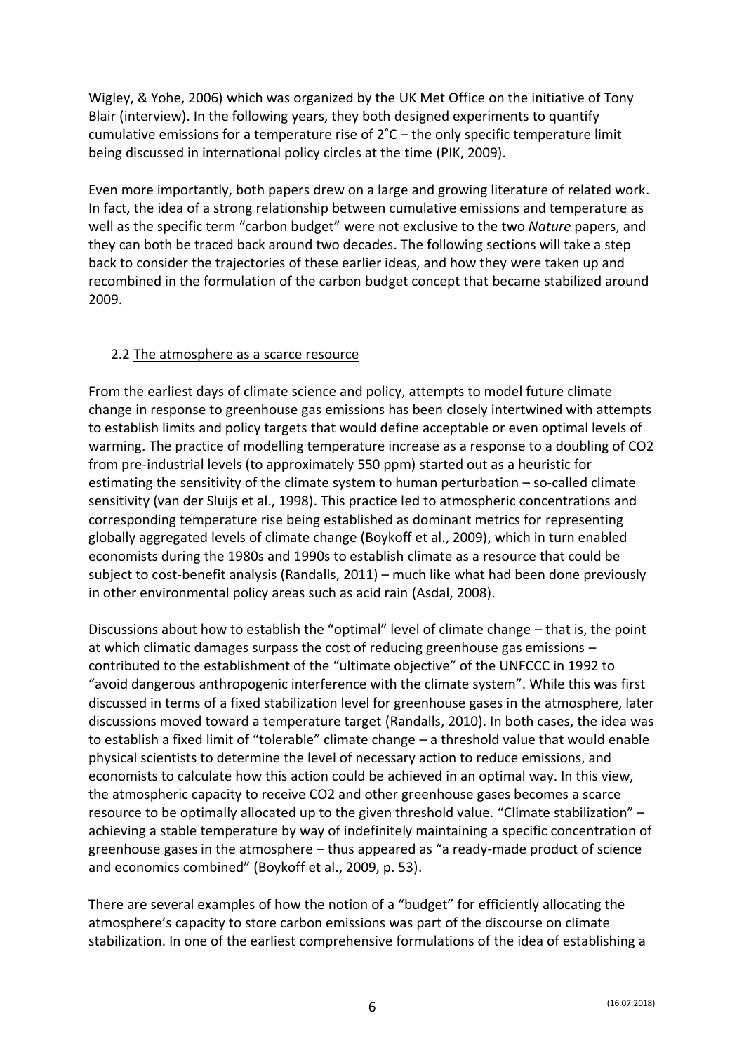Wigley, & Yohe, 2006) which was organized by the UK Met Office on the initiative of Tony Blair (interview). In the following years, they both designed experiments to quantify cumulative emissions for a temperature rise of 2˚C – the only specific temperature limit being discussed in international policy circles at the time (PIK, 2009).

Even more importantly, both papers drew on a large and growing literature of related work. In fact, the idea of a strong relationship between cumulative emissions and temperature as well as the specific term "carbon budget" were not exclusive to the two *Nature* papers, and they can both be traced back around two decades. The following sections will take a step back to consider the trajectories of these earlier ideas, and how they were taken up and recombined in the formulation of the carbon budget concept that became stabilized around 2009.

## 2.2 The atmosphere as a scarce resource

From the earliest days of climate science and policy, attempts to model future climate change in response to greenhouse gas emissions has been closely intertwined with attempts to establish limits and policy targets that would define acceptable or even optimal levels of warming. The practice of modelling temperature increase as a response to a doubling of $CO_2$ from pre-industrial levels (to approximately 550 ppm) started out as a heuristic for estimating the sensitivity of the climate system to human perturbation – so-called climate sensitivity (van der Sluijs et al., 1998). This practice led to atmospheric concentrations and corresponding temperature rise being established as dominant metrics for representing globally aggregated levels of climate change (Boykoff et al., 2009), which in turn enabled economists during the 1980s and 1990s to establish climate as a resource that could be subject to cost-benefit analysis (Randalls, 2011) – much like what had been done previously in other environmental policy areas such as acid rain (Asdal, 2008).

Discussions about how to establish the "optimal" level of climate change – that is, the point at which climatic damages surpass the cost of reducing greenhouse gas emissions – contributed to the establishment of the "ultimate objective" of the UNFCCC in 1992 to "avoid dangerous anthropogenic interference with the climate system". While this was first discussed in terms of a fixed stabilization level for greenhouse gases in the atmosphere, later discussions moved toward a temperature target (Randalls, 2010). In both cases, the idea was to establish a fixed limit of "tolerable" climate change – a threshold value that would enable physical scientists to determine the level of necessary action to reduce emissions, and economists to calculate how this action could be achieved in an optimal way. In this view, the atmospheric capacity to receive $CO_2$ and other greenhouse gases becomes a scarce resource to be optimally allocated up to the given threshold value. "Climate stabilization" – achieving a stable temperature by way of indefinitely maintaining a specific concentration of greenhouse gases in the atmosphere – thus appeared as "a ready-made product of science and economics combined" (Boykoff et al., 2009, p. 53).

There are several examples of how the notion of a "budget" for efficiently allocating the atmosphere's capacity to store carbon emissions was part of the discourse on climate stabilization. In one of the earliest comprehensive formulations of the idea of establishing a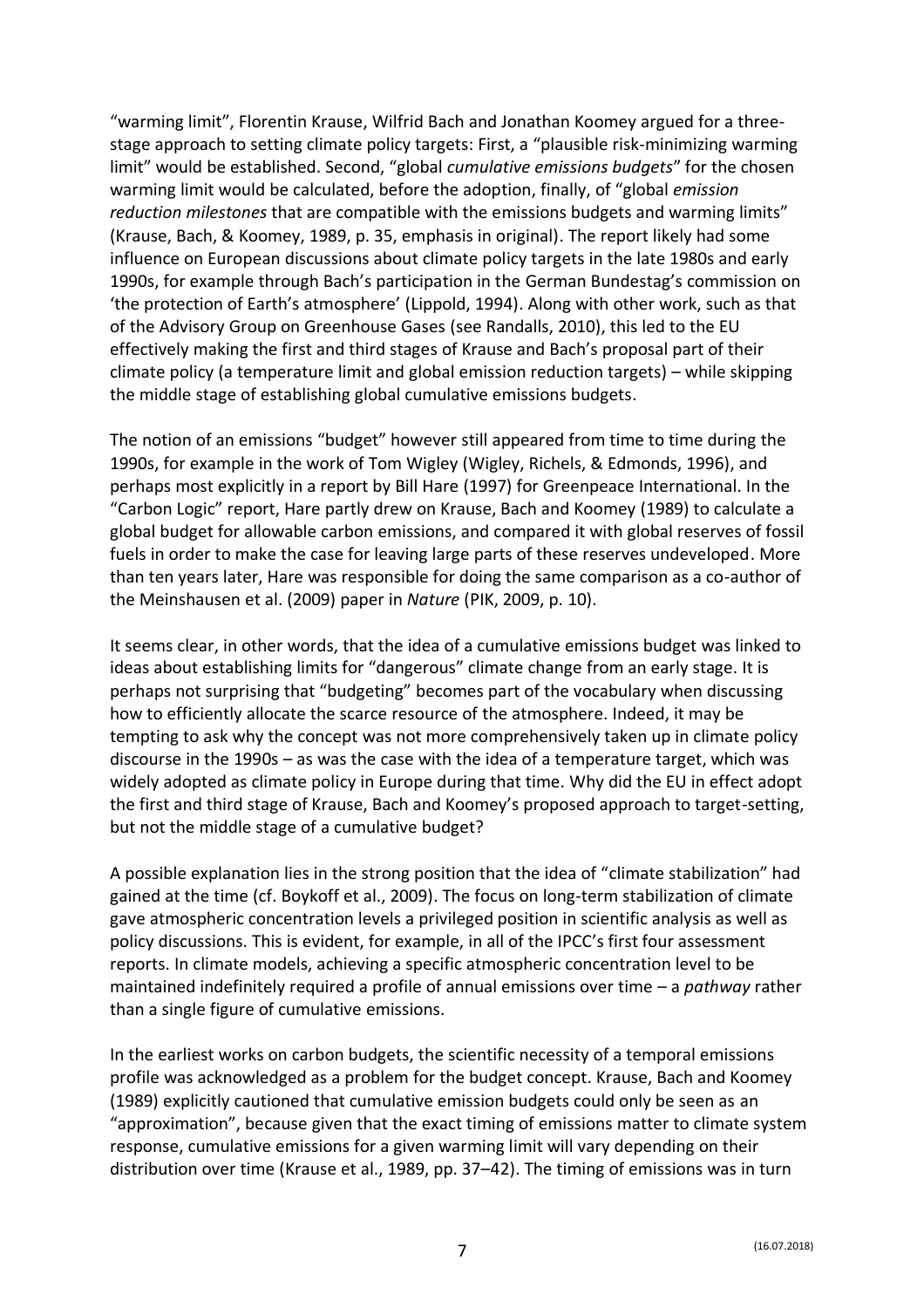"warming limit", Florentin Krause, Wilfrid Bach and Jonathan Koomey argued for a three-stage approach to setting climate policy targets: First, a "plausible risk-minimizing warming limit" would be established. Second, "global *cumulative emissions budgets*" for the chosen warming limit would be calculated, before the adoption, finally, of "global *emission reduction milestones* that are compatible with the emissions budgets and warming limits" (Krause, Bach, & Koomey, 1989, p. 35, emphasis in original). The report likely had some influence on European discussions about climate policy targets in the late 1980s and early 1990s, for example through Bach's participation in the German Bundestag's commission on 'the protection of Earth's atmosphere' (Lippold, 1994). Along with other work, such as that of the Advisory Group on Greenhouse Gases (see Randalls, 2010), this led to the EU effectively making the first and third stages of Krause and Bach's proposal part of their climate policy (a temperature limit and global emission reduction targets) – while skipping the middle stage of establishing global cumulative emissions budgets.

The notion of an emissions "budget" however still appeared from time to time during the 1990s, for example in the work of Tom Wigley (Wigley, Richels, & Edmonds, 1996), and perhaps most explicitly in a report by Bill Hare (1997) for Greenpeace International. In the "Carbon Logic" report, Hare partly drew on Krause, Bach and Koomey (1989) to calculate a global budget for allowable carbon emissions, and compared it with global reserves of fossil fuels in order to make the case for leaving large parts of these reserves undeveloped. More than ten years later, Hare was responsible for doing the same comparison as a co-author of the Meinshausen et al. (2009) paper in *Nature* (PIK, 2009, p. 10).

It seems clear, in other words, that the idea of a cumulative emissions budget was linked to ideas about establishing limits for "dangerous" climate change from an early stage. It is perhaps not surprising that "budgeting" becomes part of the vocabulary when discussing how to efficiently allocate the scarce resource of the atmosphere. Indeed, it may be tempting to ask why the concept was not more comprehensively taken up in climate policy discourse in the 1990s – as was the case with the idea of a temperature target, which was widely adopted as climate policy in Europe during that time. Why did the EU in effect adopt the first and third stage of Krause, Bach and Koomey's proposed approach to target-setting, but not the middle stage of a cumulative budget?

A possible explanation lies in the strong position that the idea of "climate stabilization" had gained at the time (cf. Boykoff et al., 2009). The focus on long-term stabilization of climate gave atmospheric concentration levels a privileged position in scientific analysis as well as policy discussions. This is evident, for example, in all of the IPCC's first four assessment reports. In climate models, achieving a specific atmospheric concentration level to be maintained indefinitely required a profile of annual emissions over time – a *pathway* rather than a single figure of cumulative emissions.

In the earliest works on carbon budgets, the scientific necessity of a temporal emissions profile was acknowledged as a problem for the budget concept. Krause, Bach and Koomey (1989) explicitly cautioned that cumulative emission budgets could only be seen as an "approximation", because given that the exact timing of emissions matter to climate system response, cumulative emissions for a given warming limit will vary depending on their distribution over time (Krause et al., 1989, pp. 37–42). The timing of emissions was in turn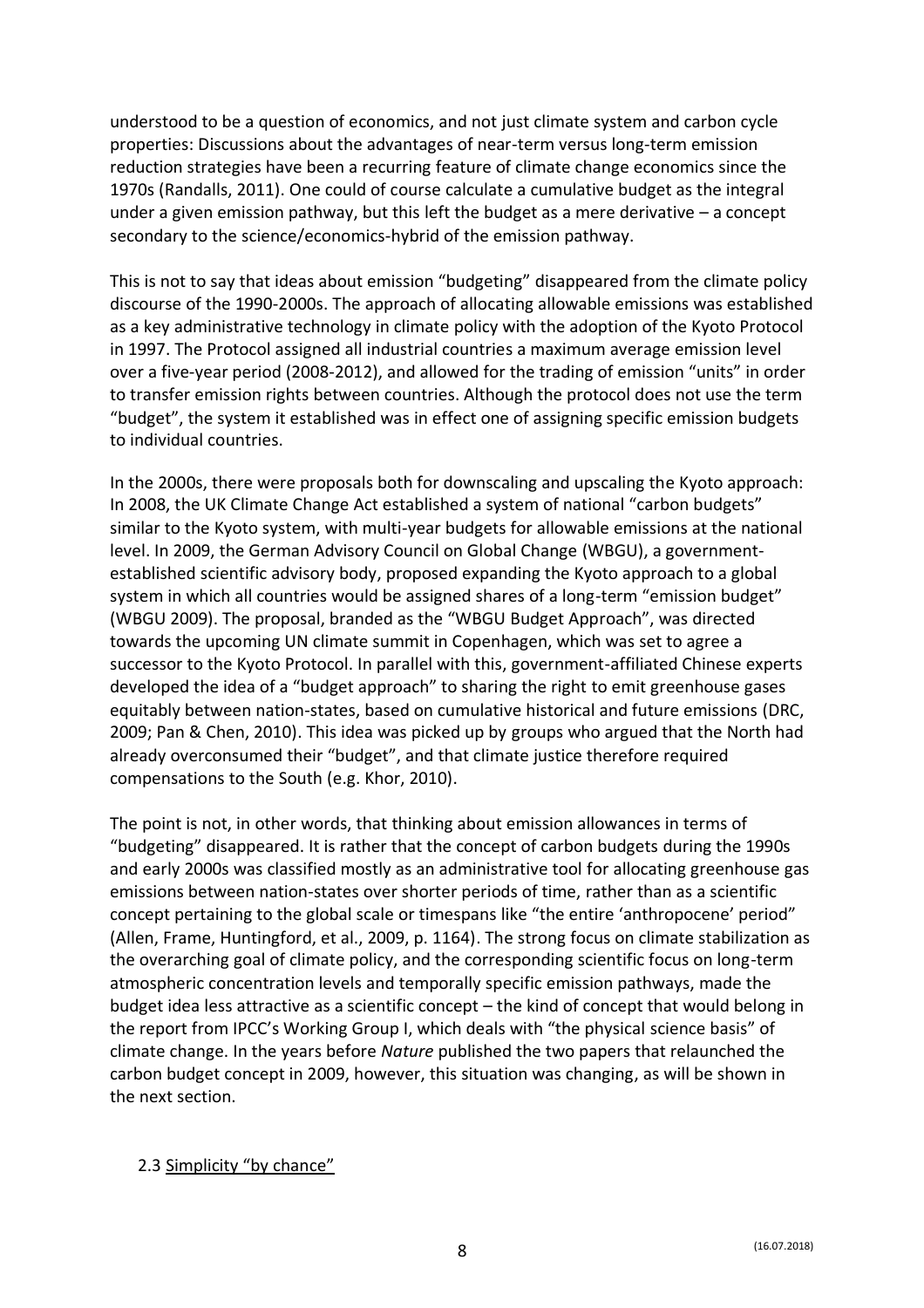understood to be a question of economics, and not just climate system and carbon cycle properties: Discussions about the advantages of near-term versus long-term emission reduction strategies have been a recurring feature of climate change economics since the 1970s (Randalls, 2011). One could of course calculate a cumulative budget as the integral under a given emission pathway, but this left the budget as a mere derivative – a concept secondary to the science/economics-hybrid of the emission pathway.

This is not to say that ideas about emission "budgeting" disappeared from the climate policy discourse of the 1990-2000s. The approach of allocating allowable emissions was established as a key administrative technology in climate policy with the adoption of the Kyoto Protocol in 1997. The Protocol assigned all industrial countries a maximum average emission level over a five-year period (2008-2012), and allowed for the trading of emission "units" in order to transfer emission rights between countries. Although the protocol does not use the term "budget", the system it established was in effect one of assigning specific emission budgets to individual countries.

In the 2000s, there were proposals both for downscaling and upscaling the Kyoto approach: In 2008, the UK Climate Change Act established a system of national "carbon budgets" similar to the Kyoto system, with multi-year budgets for allowable emissions at the national level. In 2009, the German Advisory Council on Global Change (WBGU), a government-established scientific advisory body, proposed expanding the Kyoto approach to a global system in which all countries would be assigned shares of a long-term "emission budget" (WBGU 2009). The proposal, branded as the "WBGU Budget Approach", was directed towards the upcoming UN climate summit in Copenhagen, which was set to agree a successor to the Kyoto Protocol. In parallel with this, government-affiliated Chinese experts developed the idea of a "budget approach" to sharing the right to emit greenhouse gases equitably between nation-states, based on cumulative historical and future emissions (DRC, 2009; Pan & Chen, 2010). This idea was picked up by groups who argued that the North had already overconsumed their "budget", and that climate justice therefore required compensations to the South (e.g. Khor, 2010).

The point is not, in other words, that thinking about emission allowances in terms of "budgeting" disappeared. It is rather that the concept of carbon budgets during the 1990s and early 2000s was classified mostly as an administrative tool for allocating greenhouse gas emissions between nation-states over shorter periods of time, rather than as a scientific concept pertaining to the global scale or timespans like "the entire 'anthropocene' period" (Allen, Frame, Huntingford, et al., 2009, p. 1164). The strong focus on climate stabilization as the overarching goal of climate policy, and the corresponding scientific focus on long-term atmospheric concentration levels and temporally specific emission pathways, made the budget idea less attractive as a scientific concept – the kind of concept that would belong in the report from IPCC's Working Group I, which deals with "the physical science basis" of climate change. In the years before *Nature* published the two papers that relaunched the carbon budget concept in 2009, however, this situation was changing, as will be shown in the next section.

### 2.3 Simplicity "by chance"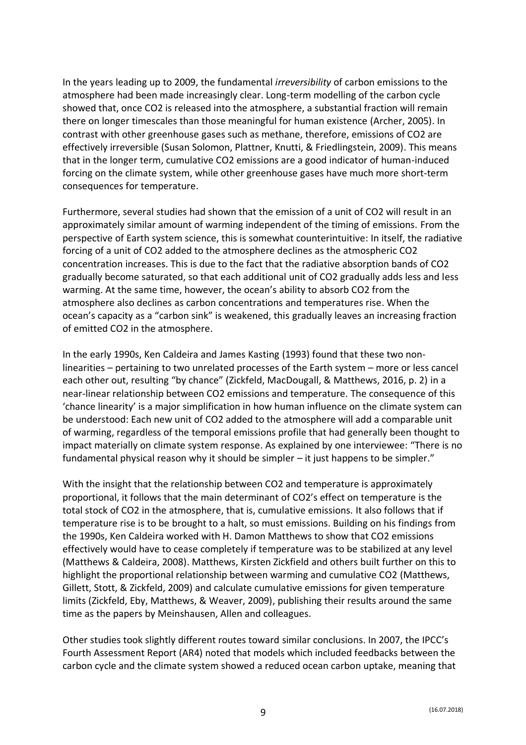In the years leading up to 2009, the fundamental *irreversibility* of carbon emissions to the atmosphere had been made increasingly clear. Long-term modelling of the carbon cycle showed that, once $CO_2$ is released into the atmosphere, a substantial fraction will remain there on longer timescales than those meaningful for human existence (Archer, 2005). In contrast with other greenhouse gases such as methane, therefore, emissions of $CO_2$ are effectively irreversible (Susan Solomon, Plattner, Knutti, & Friedlingstein, 2009). This means that in the longer term, cumulative $CO_2$ emissions are a good indicator of human-induced forcing on the climate system, while other greenhouse gases have much more short-term consequences for temperature.

Furthermore, several studies had shown that the emission of a unit of $CO_2$ will result in an approximately similar amount of warming independent of the timing of emissions. From the perspective of Earth system science, this is somewhat counterintuitive: In itself, the radiative forcing of a unit of $CO_2$ added to the atmosphere declines as the atmospheric $CO_2$ concentration increases. This is due to the fact that the radiative absorption bands of $CO_2$ gradually become saturated, so that each additional unit of $CO_2$ gradually adds less and less warming. At the same time, however, the ocean's ability to absorb $CO_2$ from the atmosphere also declines as carbon concentrations and temperatures rise. When the ocean's capacity as a "carbon sink" is weakened, this gradually leaves an increasing fraction of emitted $CO_2$ in the atmosphere.

In the early 1990s, Ken Caldeira and James Kasting (1993) found that these two non-linearities – pertaining to two unrelated processes of the Earth system – more or less cancel each other out, resulting "by chance" (Zickfeld, MacDougall, & Matthews, 2016, p. 2) in a near-linear relationship between $CO_2$ emissions and temperature. The consequence of this 'chance linearity' is a major simplification in how human influence on the climate system can be understood: Each new unit of $CO_2$ added to the atmosphere will add a comparable unit of warming, regardless of the temporal emissions profile that had generally been thought to impact materially on climate system response. As explained by one interviewee: "There is no fundamental physical reason why it should be simpler – it just happens to be simpler."

With the insight that the relationship between $CO_2$ and temperature is approximately proportional, it follows that the main determinant of $CO_2$'s effect on temperature is the total stock of $CO_2$ in the atmosphere, that is, cumulative emissions. It also follows that if temperature rise is to be brought to a halt, so must emissions. Building on his findings from the 1990s, Ken Caldeira worked with H. Damon Matthews to show that $CO_2$ emissions effectively would have to cease completely if temperature was to be stabilized at any level (Matthews & Caldeira, 2008). Matthews, Kirsten Zickfield and others built further on this to highlight the proportional relationship between warming and cumulative $CO_2$ (Matthews, Gillett, Stott, & Zickfeld, 2009) and calculate cumulative emissions for given temperature limits (Zickfeld, Eby, Matthews, & Weaver, 2009), publishing their results around the same time as the papers by Meinshausen, Allen and colleagues.

Other studies took slightly different routes toward similar conclusions. In 2007, the IPCC's Fourth Assessment Report (AR4) noted that models which included feedbacks between the carbon cycle and the climate system showed a reduced ocean carbon uptake, meaning that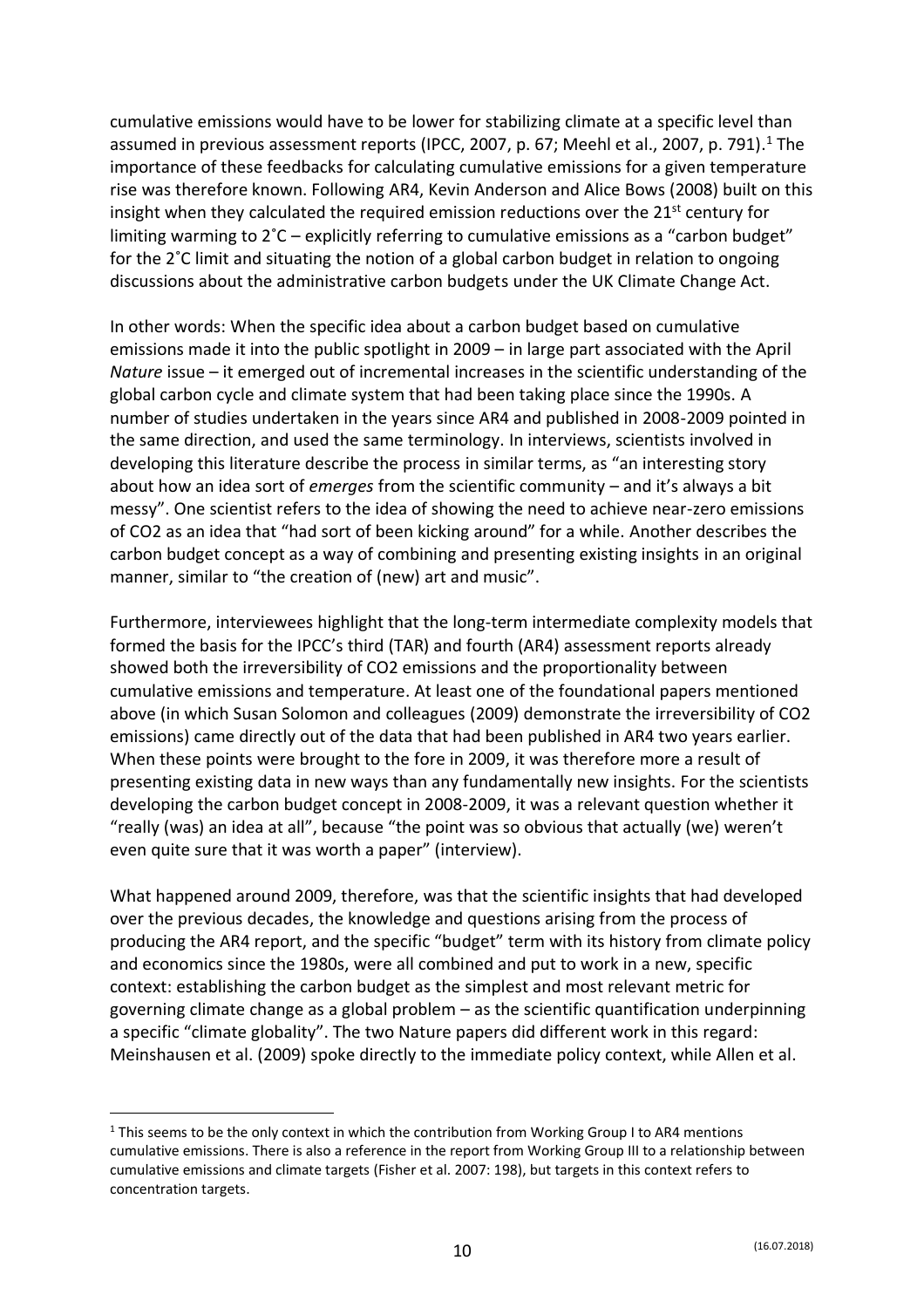cumulative emissions would have to be lower for stabilizing climate at a specific level than assumed in previous assessment reports (IPCC, 2007, p. 67; Meehl et al., 2007, p. 791).[1] The importance of these feedbacks for calculating cumulative emissions for a given temperature rise was therefore known. Following AR4, Kevin Anderson and Alice Bows (2008) built on this insight when they calculated the required emission reductions over the 21st century for limiting warming to 2˚C – explicitly referring to cumulative emissions as a "carbon budget" for the 2˚C limit and situating the notion of a global carbon budget in relation to ongoing discussions about the administrative carbon budgets under the UK Climate Change Act.

In other words: When the specific idea about a carbon budget based on cumulative emissions made it into the public spotlight in 2009 – in large part associated with the April *Nature* issue – it emerged out of incremental increases in the scientific understanding of the global carbon cycle and climate system that had been taking place since the 1990s. A number of studies undertaken in the years since AR4 and published in 2008-2009 pointed in the same direction, and used the same terminology. In interviews, scientists involved in developing this literature describe the process in similar terms, as "an interesting story about how an idea sort of *emerges* from the scientific community – and it's always a bit messy". One scientist refers to the idea of showing the need to achieve near-zero emissions of CO2 as an idea that "had sort of been kicking around" for a while. Another describes the carbon budget concept as a way of combining and presenting existing insights in an original manner, similar to "the creation of (new) art and music".

Furthermore, interviewees highlight that the long-term intermediate complexity models that formed the basis for the IPCC's third (TAR) and fourth (AR4) assessment reports already showed both the irreversibility of CO2 emissions and the proportionality between cumulative emissions and temperature. At least one of the foundational papers mentioned above (in which Susan Solomon and colleagues (2009) demonstrate the irreversibility of CO2 emissions) came directly out of the data that had been published in AR4 two years earlier. When these points were brought to the fore in 2009, it was therefore more a result of presenting existing data in new ways than any fundamentally new insights. For the scientists developing the carbon budget concept in 2008-2009, it was a relevant question whether it "really (was) an idea at all", because "the point was so obvious that actually (we) weren't even quite sure that it was worth a paper" (interview).

What happened around 2009, therefore, was that the scientific insights that had developed over the previous decades, the knowledge and questions arising from the process of producing the AR4 report, and the specific "budget" term with its history from climate policy and economics since the 1980s, were all combined and put to work in a new, specific context: establishing the carbon budget as the simplest and most relevant metric for governing climate change as a global problem – as the scientific quantification underpinning a specific "climate globality". The two Nature papers did different work in this regard: Meinshausen et al. (2009) spoke directly to the immediate policy context, while Allen et al.

---

[1] This seems to be the only context in which the contribution from Working Group I to AR4 mentions cumulative emissions. There is also a reference in the report from Working Group III to a relationship between cumulative emissions and climate targets (Fisher et al. 2007: 198), but targets in this context refers to concentration targets.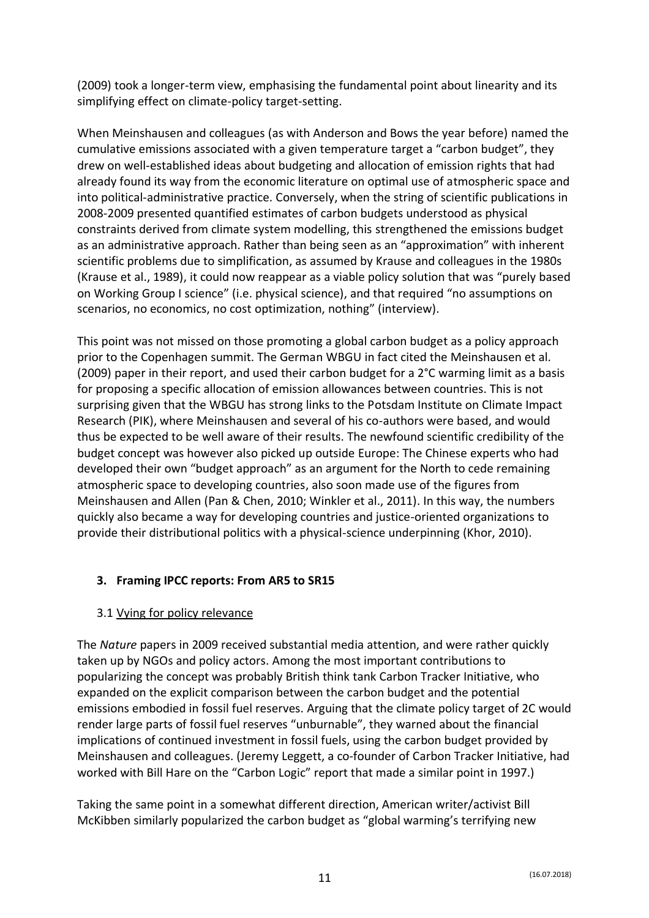(2009) took a longer-term view, emphasising the fundamental point about linearity and its simplifying effect on climate-policy target-setting.

When Meinshausen and colleagues (as with Anderson and Bows the year before) named the cumulative emissions associated with a given temperature target a "carbon budget", they drew on well-established ideas about budgeting and allocation of emission rights that had already found its way from the economic literature on optimal use of atmospheric space and into political-administrative practice. Conversely, when the string of scientific publications in 2008-2009 presented quantified estimates of carbon budgets understood as physical constraints derived from climate system modelling, this strengthened the emissions budget as an administrative approach. Rather than being seen as an "approximation" with inherent scientific problems due to simplification, as assumed by Krause and colleagues in the 1980s (Krause et al., 1989), it could now reappear as a viable policy solution that was "purely based on Working Group I science" (i.e. physical science), and that required "no assumptions on scenarios, no economics, no cost optimization, nothing" (interview).

This point was not missed on those promoting a global carbon budget as a policy approach prior to the Copenhagen summit. The German WBGU in fact cited the Meinshausen et al. (2009) paper in their report, and used their carbon budget for a 2°C warming limit as a basis for proposing a specific allocation of emission allowances between countries. This is not surprising given that the WBGU has strong links to the Potsdam Institute on Climate Impact Research (PIK), where Meinshausen and several of his co-authors were based, and would thus be expected to be well aware of their results. The newfound scientific credibility of the budget concept was however also picked up outside Europe: The Chinese experts who had developed their own "budget approach" as an argument for the North to cede remaining atmospheric space to developing countries, also soon made use of the figures from Meinshausen and Allen (Pan & Chen, 2010; Winkler et al., 2011). In this way, the numbers quickly also became a way for developing countries and justice-oriented organizations to provide their distributional politics with a physical-science underpinning (Khor, 2010).

## 3. Framing IPCC reports: From AR5 to SR15

### 3.1 Vying for policy relevance

The *Nature* papers in 2009 received substantial media attention, and were rather quickly taken up by NGOs and policy actors. Among the most important contributions to popularizing the concept was probably British think tank Carbon Tracker Initiative, who expanded on the explicit comparison between the carbon budget and the potential emissions embodied in fossil fuel reserves. Arguing that the climate policy target of 2C would render large parts of fossil fuel reserves "unburnable", they warned about the financial implications of continued investment in fossil fuels, using the carbon budget provided by Meinshausen and colleagues. (Jeremy Leggett, a co-founder of Carbon Tracker Initiative, had worked with Bill Hare on the "Carbon Logic" report that made a similar point in 1997.)

Taking the same point in a somewhat different direction, American writer/activist Bill McKibben similarly popularized the carbon budget as "global warming's terrifying new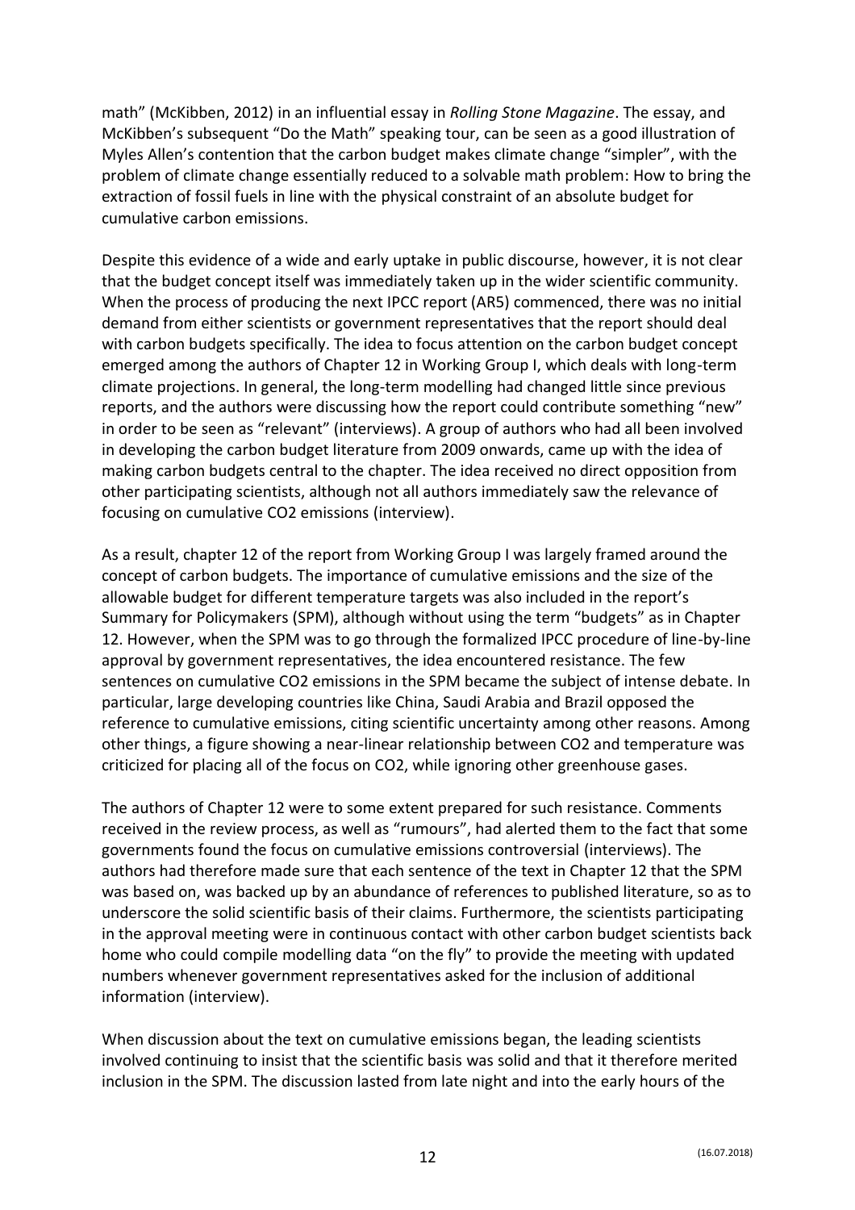math" (McKibben, 2012) in an influential essay in *Rolling Stone Magazine*. The essay, and McKibben's subsequent "Do the Math" speaking tour, can be seen as a good illustration of Myles Allen's contention that the carbon budget makes climate change "simpler", with the problem of climate change essentially reduced to a solvable math problem: How to bring the extraction of fossil fuels in line with the physical constraint of an absolute budget for cumulative carbon emissions.

Despite this evidence of a wide and early uptake in public discourse, however, it is not clear that the budget concept itself was immediately taken up in the wider scientific community. When the process of producing the next IPCC report (AR5) commenced, there was no initial demand from either scientists or government representatives that the report should deal with carbon budgets specifically. The idea to focus attention on the carbon budget concept emerged among the authors of Chapter 12 in Working Group I, which deals with long-term climate projections. In general, the long-term modelling had changed little since previous reports, and the authors were discussing how the report could contribute something "new" in order to be seen as "relevant" (interviews). A group of authors who had all been involved in developing the carbon budget literature from 2009 onwards, came up with the idea of making carbon budgets central to the chapter. The idea received no direct opposition from other participating scientists, although not all authors immediately saw the relevance of focusing on cumulative $CO_2$ emissions (interview).

As a result, chapter 12 of the report from Working Group I was largely framed around the concept of carbon budgets. The importance of cumulative emissions and the size of the allowable budget for different temperature targets was also included in the report's Summary for Policymakers (SPM), although without using the term "budgets" as in Chapter 12. However, when the SPM was to go through the formalized IPCC procedure of line-by-line approval by government representatives, the idea encountered resistance. The few sentences on cumulative $CO_2$ emissions in the SPM became the subject of intense debate. In particular, large developing countries like China, Saudi Arabia and Brazil opposed the reference to cumulative emissions, citing scientific uncertainty among other reasons. Among other things, a figure showing a near-linear relationship between $CO_2$ and temperature was criticized for placing all of the focus on $CO_2$, while ignoring other greenhouse gases.

The authors of Chapter 12 were to some extent prepared for such resistance. Comments received in the review process, as well as "rumours", had alerted them to the fact that some governments found the focus on cumulative emissions controversial (interviews). The authors had therefore made sure that each sentence of the text in Chapter 12 that the SPM was based on, was backed up by an abundance of references to published literature, so as to underscore the solid scientific basis of their claims. Furthermore, the scientists participating in the approval meeting were in continuous contact with other carbon budget scientists back home who could compile modelling data "on the fly" to provide the meeting with updated numbers whenever government representatives asked for the inclusion of additional information (interview).

When discussion about the text on cumulative emissions began, the leading scientists involved continuing to insist that the scientific basis was solid and that it therefore merited inclusion in the SPM. The discussion lasted from late night and into the early hours of the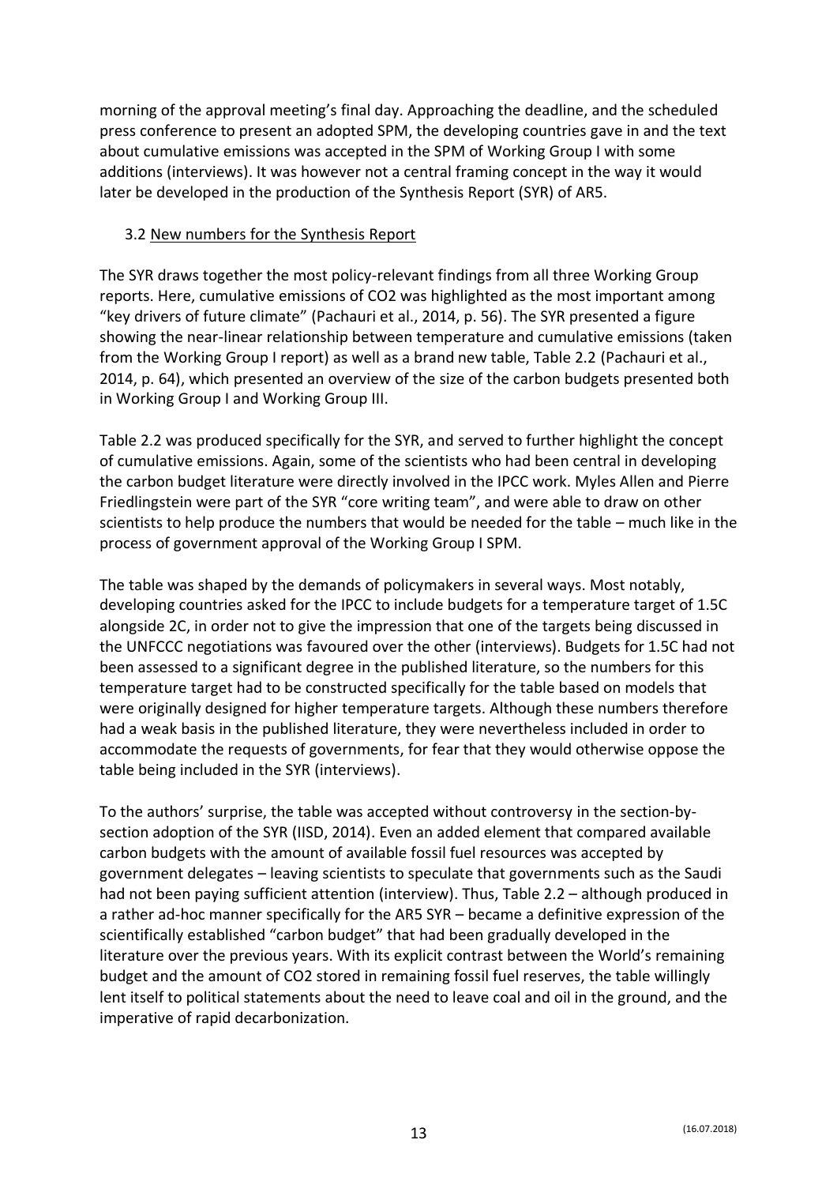morning of the approval meeting's final day. Approaching the deadline, and the scheduled press conference to present an adopted SPM, the developing countries gave in and the text about cumulative emissions was accepted in the SPM of Working Group I with some additions (interviews). It was however not a central framing concept in the way it would later be developed in the production of the Synthesis Report (SYR) of AR5.

### 3.2 New numbers for the Synthesis Report

The SYR draws together the most policy-relevant findings from all three Working Group reports. Here, cumulative emissions of CO2 was highlighted as the most important among "key drivers of future climate" (Pachauri et al., 2014, p. 56). The SYR presented a figure showing the near-linear relationship between temperature and cumulative emissions (taken from the Working Group I report) as well as a brand new table, Table 2.2 (Pachauri et al., 2014, p. 64), which presented an overview of the size of the carbon budgets presented both in Working Group I and Working Group III.

Table 2.2 was produced specifically for the SYR, and served to further highlight the concept of cumulative emissions. Again, some of the scientists who had been central in developing the carbon budget literature were directly involved in the IPCC work. Myles Allen and Pierre Friedlingstein were part of the SYR "core writing team", and were able to draw on other scientists to help produce the numbers that would be needed for the table – much like in the process of government approval of the Working Group I SPM.

The table was shaped by the demands of policymakers in several ways. Most notably, developing countries asked for the IPCC to include budgets for a temperature target of 1.5C alongside 2C, in order not to give the impression that one of the targets being discussed in the UNFCCC negotiations was favoured over the other (interviews). Budgets for 1.5C had not been assessed to a significant degree in the published literature, so the numbers for this temperature target had to be constructed specifically for the table based on models that were originally designed for higher temperature targets. Although these numbers therefore had a weak basis in the published literature, they were nevertheless included in order to accommodate the requests of governments, for fear that they would otherwise oppose the table being included in the SYR (interviews).

To the authors' surprise, the table was accepted without controversy in the section-by-section adoption of the SYR (IISD, 2014). Even an added element that compared available carbon budgets with the amount of available fossil fuel resources was accepted by government delegates – leaving scientists to speculate that governments such as the Saudi had not been paying sufficient attention (interview). Thus, Table 2.2 – although produced in a rather ad-hoc manner specifically for the AR5 SYR – became a definitive expression of the scientifically established "carbon budget" that had been gradually developed in the literature over the previous years. With its explicit contrast between the World's remaining budget and the amount of CO2 stored in remaining fossil fuel reserves, the table willingly lent itself to political statements about the need to leave coal and oil in the ground, and the imperative of rapid decarbonization.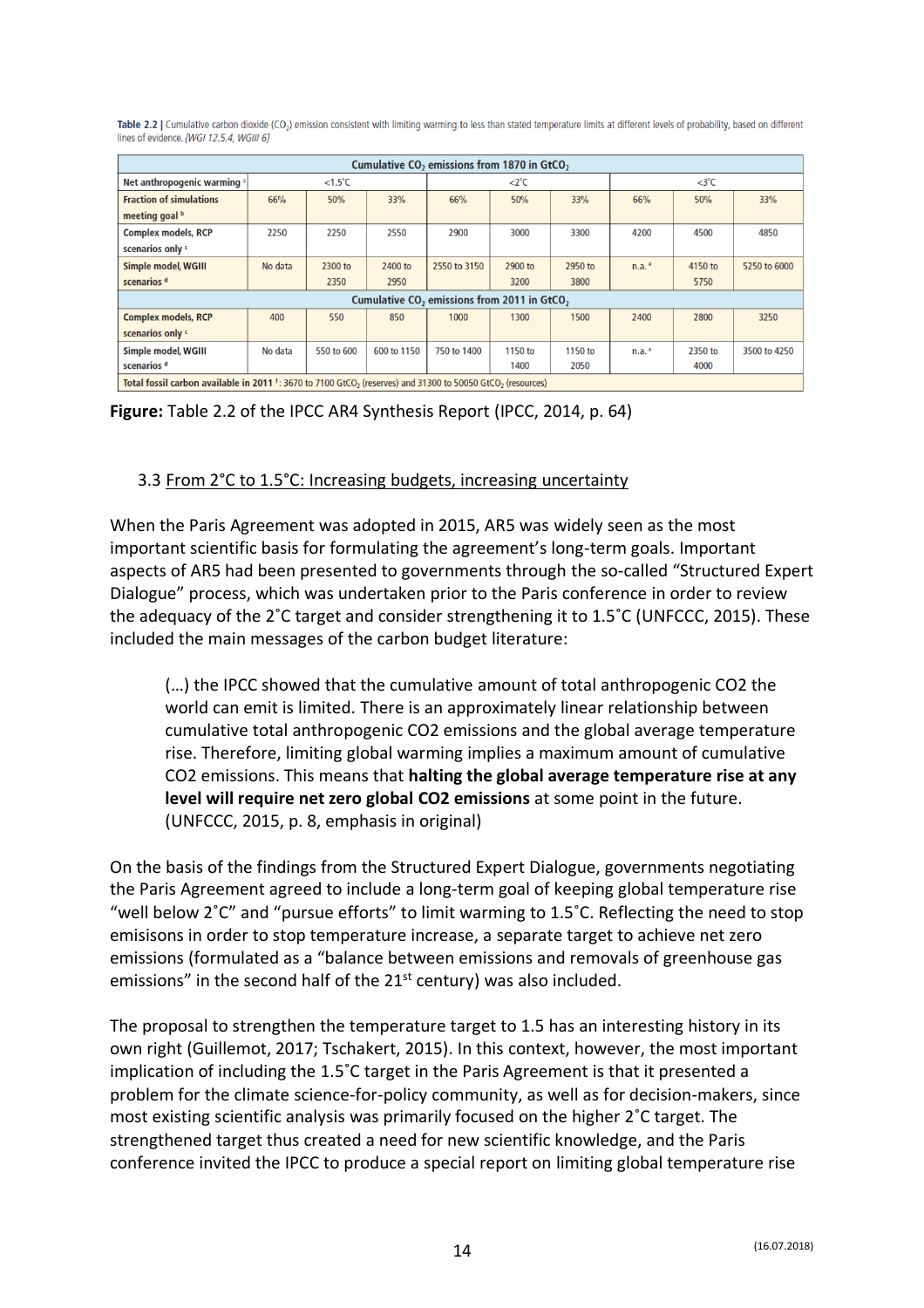**Table 2.2 |** Cumulative carbon dioxide ($CO_2$) emission consistent with limiting warming to less than stated temperature limits at different levels of probability, based on different lines of evidence. *[WGI 12.5.4, WGIII 6]*

| Cumulative $CO_2$ emissions from 1870 in $GtCO_2$ | | | | | | | | | |
|---|---|---|---|---|---|---|---|---|---|
| Net anthropogenic warming [a] | <1.5°C | | | <2°C | | | <3°C | | |
| Fraction of simulations meeting goal [b] | 66% | 50% | 33% | 66% | 50% | 33% | 66% | 50% | 33% |
| Complex models, RCP scenarios only [c] | 2250 | 2250 | 2550 | 2900 | 3000 | 3300 | 4200 | 4500 | 4850 |
| Simple model, WGIII scenarios [d] | No data | 2300 to 2350 | 2400 to 2950 | 2550 to 3150 | 2900 to 3200 | 2950 to 3800 | n.a. [e] | 4150 to 5750 | 5250 to 6000 |
| **Cumulative $CO_2$ emissions from 2011 in $GtCO_2$** | | | | | | | | | |
| Complex models, RCP scenarios only [c] | 400 | 550 | 850 | 1000 | 1300 | 1500 | 2400 | 2800 | 3250 |
| Simple model, WGIII scenarios [d] | No data | 550 to 600 | 600 to 1150 | 750 to 1400 | 1150 to 1400 | 1150 to 2050 | n.a. [e] | 2350 to 4000 | 3500 to 4250 |
| Total fossil carbon available in 2011 [f]: 3670 to 7100 $GtCO_2$ (reserves) and 31300 to 50050 $GtCO_2$ (resources) | | | | | | | | | |

**Figure:** Table 2.2 of the IPCC AR4 Synthesis Report (IPCC, 2014, p. 64)

### 3.3 From 2°C to 1.5°C: Increasing budgets, increasing uncertainty

When the Paris Agreement was adopted in 2015, AR5 was widely seen as the most important scientific basis for formulating the agreement's long-term goals. Important aspects of AR5 had been presented to governments through the so-called "Structured Expert Dialogue" process, which was undertaken prior to the Paris conference in order to review the adequacy of the 2˚C target and consider strengthening it to 1.5˚C (UNFCCC, 2015). These included the main messages of the carbon budget literature:

> (…) the IPCC showed that the cumulative amount of total anthropogenic CO2 the world can emit is limited. There is an approximately linear relationship between cumulative total anthropogenic CO2 emissions and the global average temperature rise. Therefore, limiting global warming implies a maximum amount of cumulative CO2 emissions. This means that **halting the global average temperature rise at any level will require net zero global CO2 emissions** at some point in the future. (UNFCCC, 2015, p. 8, emphasis in original)

On the basis of the findings from the Structured Expert Dialogue, governments negotiating the Paris Agreement agreed to include a long-term goal of keeping global temperature rise "well below 2˚C" and "pursue efforts" to limit warming to 1.5˚C. Reflecting the need to stop emisisons in order to stop temperature increase, a separate target to achieve net zero emissions (formulated as a "balance between emissions and removals of greenhouse gas emissions" in the second half of the 21st century) was also included.

The proposal to strengthen the temperature target to 1.5 has an interesting history in its own right (Guillemot, 2017; Tschakert, 2015). In this context, however, the most important implication of including the 1.5˚C target in the Paris Agreement is that it presented a problem for the climate science-for-policy community, as well as for decision-makers, since most existing scientific analysis was primarily focused on the higher 2˚C target. The strengthened target thus created a need for new scientific knowledge, and the Paris conference invited the IPCC to produce a special report on limiting global temperature rise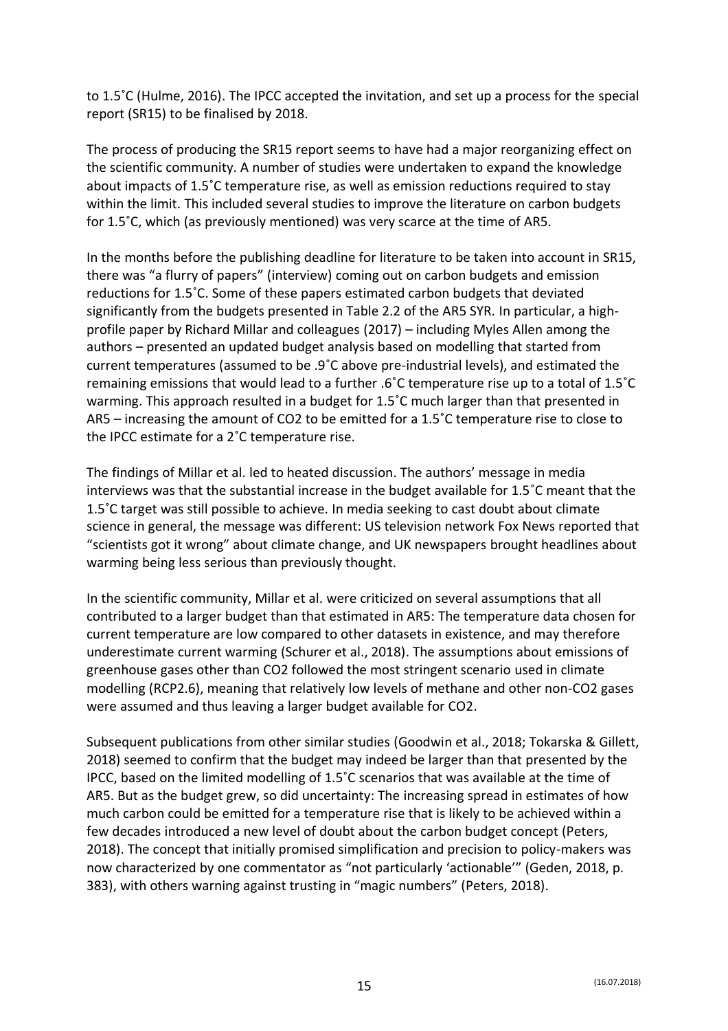to 1.5˚C (Hulme, 2016). The IPCC accepted the invitation, and set up a process for the special report (SR15) to be finalised by 2018.

The process of producing the SR15 report seems to have had a major reorganizing effect on the scientific community. A number of studies were undertaken to expand the knowledge about impacts of 1.5˚C temperature rise, as well as emission reductions required to stay within the limit. This included several studies to improve the literature on carbon budgets for 1.5˚C, which (as previously mentioned) was very scarce at the time of AR5.

In the months before the publishing deadline for literature to be taken into account in SR15, there was "a flurry of papers" (interview) coming out on carbon budgets and emission reductions for 1.5˚C. Some of these papers estimated carbon budgets that deviated significantly from the budgets presented in Table 2.2 of the AR5 SYR. In particular, a high-profile paper by Richard Millar and colleagues (2017) – including Myles Allen among the authors – presented an updated budget analysis based on modelling that started from current temperatures (assumed to be .9˚C above pre-industrial levels), and estimated the remaining emissions that would lead to a further .6˚C temperature rise up to a total of 1.5˚C warming. This approach resulted in a budget for 1.5˚C much larger than that presented in AR5 – increasing the amount of $CO_2$ to be emitted for a 1.5˚C temperature rise to close to the IPCC estimate for a 2˚C temperature rise.

The findings of Millar et al. led to heated discussion. The authors' message in media interviews was that the substantial increase in the budget available for 1.5˚C meant that the 1.5˚C target was still possible to achieve. In media seeking to cast doubt about climate science in general, the message was different: US television network Fox News reported that "scientists got it wrong" about climate change, and UK newspapers brought headlines about warming being less serious than previously thought.

In the scientific community, Millar et al. were criticized on several assumptions that all contributed to a larger budget than that estimated in AR5: The temperature data chosen for current temperature are low compared to other datasets in existence, and may therefore underestimate current warming (Schurer et al., 2018). The assumptions about emissions of greenhouse gases other than $CO_2$ followed the most stringent scenario used in climate modelling (RCP2.6), meaning that relatively low levels of methane and other non-$CO_2$ gases were assumed and thus leaving a larger budget available for $CO_2$.

Subsequent publications from other similar studies (Goodwin et al., 2018; Tokarska & Gillett, 2018) seemed to confirm that the budget may indeed be larger than that presented by the IPCC, based on the limited modelling of 1.5˚C scenarios that was available at the time of AR5. But as the budget grew, so did uncertainty: The increasing spread in estimates of how much carbon could be emitted for a temperature rise that is likely to be achieved within a few decades introduced a new level of doubt about the carbon budget concept (Peters, 2018). The concept that initially promised simplification and precision to policy-makers was now characterized by one commentator as "not particularly 'actionable'" (Geden, 2018, p. 383), with others warning against trusting in "magic numbers" (Peters, 2018).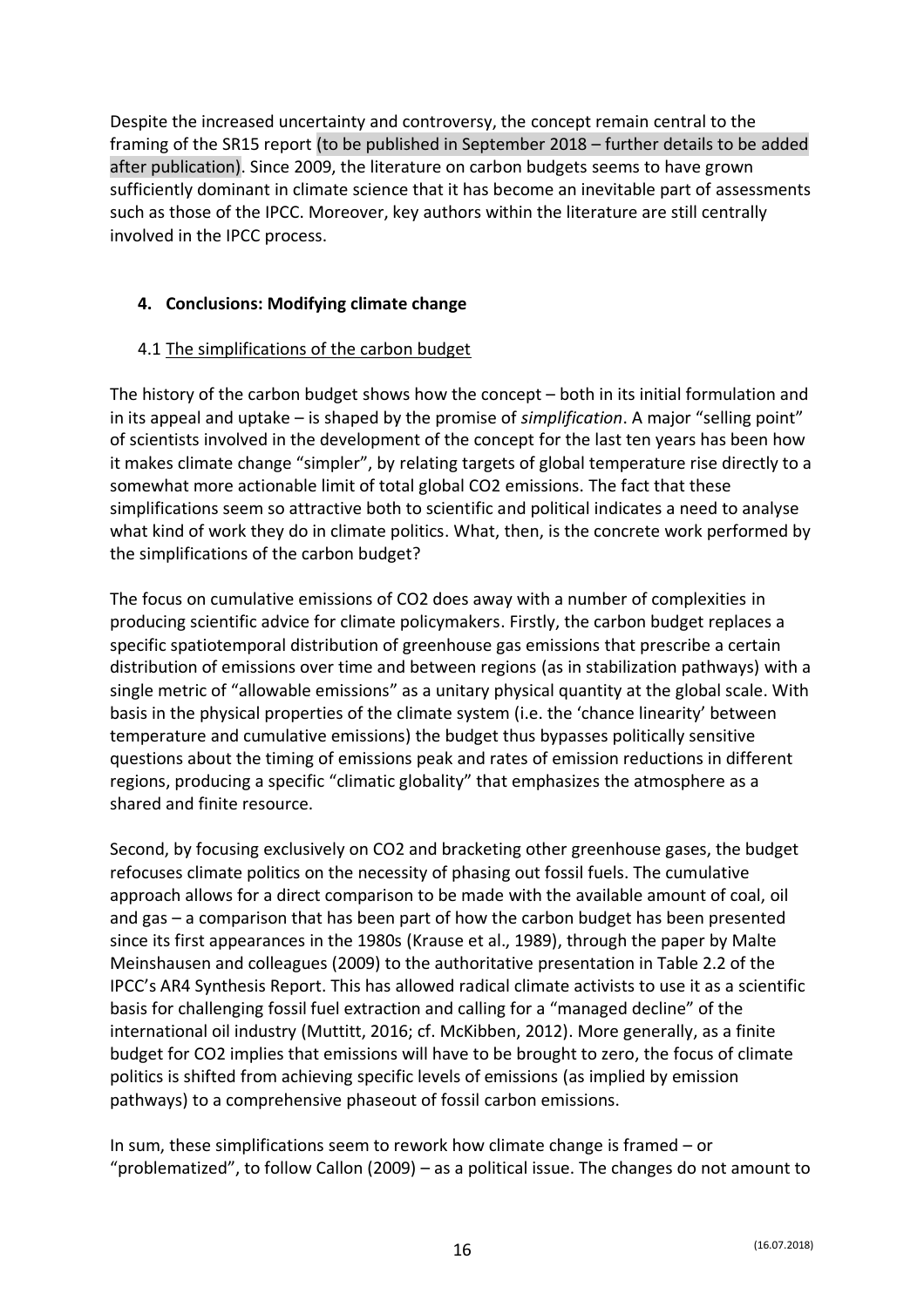Despite the increased uncertainty and controversy, the concept remain central to the framing of the SR15 report (to be published in September 2018 – further details to be added after publication). Since 2009, the literature on carbon budgets seems to have grown sufficiently dominant in climate science that it has become an inevitable part of assessments such as those of the IPCC. Moreover, key authors within the literature are still centrally involved in the IPCC process.

## 4. Conclusions: Modifying climate change

### 4.1 The simplifications of the carbon budget

The history of the carbon budget shows how the concept – both in its initial formulation and in its appeal and uptake – is shaped by the promise of *simplification*. A major "selling point" of scientists involved in the development of the concept for the last ten years has been how it makes climate change "simpler", by relating targets of global temperature rise directly to a somewhat more actionable limit of total global CO2 emissions. The fact that these simplifications seem so attractive both to scientific and political indicates a need to analyse what kind of work they do in climate politics. What, then, is the concrete work performed by the simplifications of the carbon budget?

The focus on cumulative emissions of CO2 does away with a number of complexities in producing scientific advice for climate policymakers. Firstly, the carbon budget replaces a specific spatiotemporal distribution of greenhouse gas emissions that prescribe a certain distribution of emissions over time and between regions (as in stabilization pathways) with a single metric of "allowable emissions" as a unitary physical quantity at the global scale. With basis in the physical properties of the climate system (i.e. the 'chance linearity' between temperature and cumulative emissions) the budget thus bypasses politically sensitive questions about the timing of emissions peak and rates of emission reductions in different regions, producing a specific "climatic globality" that emphasizes the atmosphere as a shared and finite resource.

Second, by focusing exclusively on CO2 and bracketing other greenhouse gases, the budget refocuses climate politics on the necessity of phasing out fossil fuels. The cumulative approach allows for a direct comparison to be made with the available amount of coal, oil and gas – a comparison that has been part of how the carbon budget has been presented since its first appearances in the 1980s (Krause et al., 1989), through the paper by Malte Meinshausen and colleagues (2009) to the authoritative presentation in Table 2.2 of the IPCC's AR4 Synthesis Report. This has allowed radical climate activists to use it as a scientific basis for challenging fossil fuel extraction and calling for a "managed decline" of the international oil industry (Muttitt, 2016; cf. McKibben, 2012). More generally, as a finite budget for CO2 implies that emissions will have to be brought to zero, the focus of climate politics is shifted from achieving specific levels of emissions (as implied by emission pathways) to a comprehensive phaseout of fossil carbon emissions.

In sum, these simplifications seem to rework how climate change is framed – or "problematized", to follow Callon (2009) – as a political issue. The changes do not amount to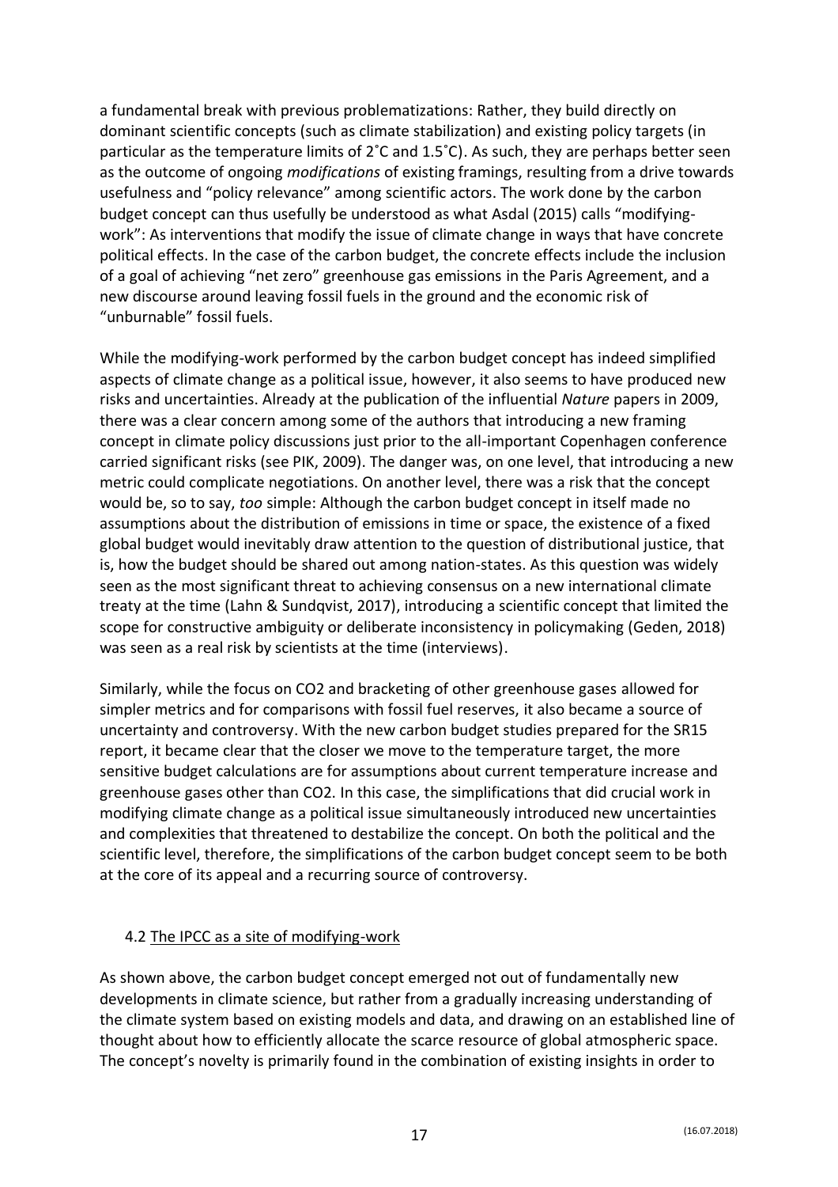a fundamental break with previous problematizations: Rather, they build directly on dominant scientific concepts (such as climate stabilization) and existing policy targets (in particular as the temperature limits of 2˚C and 1.5˚C). As such, they are perhaps better seen as the outcome of ongoing *modifications* of existing framings, resulting from a drive towards usefulness and "policy relevance" among scientific actors. The work done by the carbon budget concept can thus usefully be understood as what Asdal (2015) calls "modifying-work": As interventions that modify the issue of climate change in ways that have concrete political effects. In the case of the carbon budget, the concrete effects include the inclusion of a goal of achieving "net zero" greenhouse gas emissions in the Paris Agreement, and a new discourse around leaving fossil fuels in the ground and the economic risk of "unburnable" fossil fuels.

While the modifying-work performed by the carbon budget concept has indeed simplified aspects of climate change as a political issue, however, it also seems to have produced new risks and uncertainties. Already at the publication of the influential *Nature* papers in 2009, there was a clear concern among some of the authors that introducing a new framing concept in climate policy discussions just prior to the all-important Copenhagen conference carried significant risks (see PIK, 2009). The danger was, on one level, that introducing a new metric could complicate negotiations. On another level, there was a risk that the concept would be, so to say, *too* simple: Although the carbon budget concept in itself made no assumptions about the distribution of emissions in time or space, the existence of a fixed global budget would inevitably draw attention to the question of distributional justice, that is, how the budget should be shared out among nation-states. As this question was widely seen as the most significant threat to achieving consensus on a new international climate treaty at the time (Lahn & Sundqvist, 2017), introducing a scientific concept that limited the scope for constructive ambiguity or deliberate inconsistency in policymaking (Geden, 2018) was seen as a real risk by scientists at the time (interviews).

Similarly, while the focus on $CO_2$ and bracketing of other greenhouse gases allowed for simpler metrics and for comparisons with fossil fuel reserves, it also became a source of uncertainty and controversy. With the new carbon budget studies prepared for the SR15 report, it became clear that the closer we move to the temperature target, the more sensitive budget calculations are for assumptions about current temperature increase and greenhouse gases other than $CO_2$. In this case, the simplifications that did crucial work in modifying climate change as a political issue simultaneously introduced new uncertainties and complexities that threatened to destabilize the concept. On both the political and the scientific level, therefore, the simplifications of the carbon budget concept seem to be both at the core of its appeal and a recurring source of controversy.

### 4.2 The IPCC as a site of modifying-work

As shown above, the carbon budget concept emerged not out of fundamentally new developments in climate science, but rather from a gradually increasing understanding of the climate system based on existing models and data, and drawing on an established line of thought about how to efficiently allocate the scarce resource of global atmospheric space. The concept's novelty is primarily found in the combination of existing insights in order to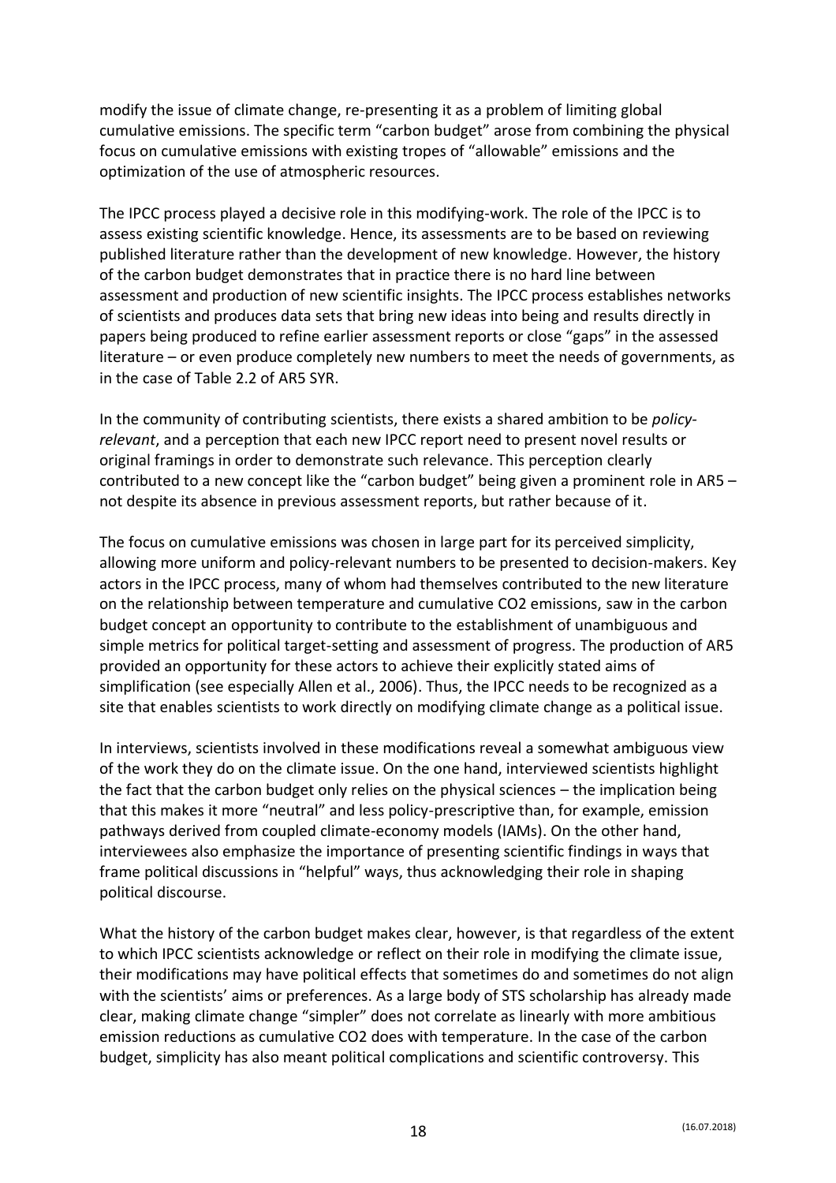modify the issue of climate change, re-presenting it as a problem of limiting global cumulative emissions. The specific term "carbon budget" arose from combining the physical focus on cumulative emissions with existing tropes of "allowable" emissions and the optimization of the use of atmospheric resources.

The IPCC process played a decisive role in this modifying-work. The role of the IPCC is to assess existing scientific knowledge. Hence, its assessments are to be based on reviewing published literature rather than the development of new knowledge. However, the history of the carbon budget demonstrates that in practice there is no hard line between assessment and production of new scientific insights. The IPCC process establishes networks of scientists and produces data sets that bring new ideas into being and results directly in papers being produced to refine earlier assessment reports or close "gaps" in the assessed literature – or even produce completely new numbers to meet the needs of governments, as in the case of Table 2.2 of AR5 SYR.

In the community of contributing scientists, there exists a shared ambition to be *policy-relevant*, and a perception that each new IPCC report need to present novel results or original framings in order to demonstrate such relevance. This perception clearly contributed to a new concept like the "carbon budget" being given a prominent role in AR5 – not despite its absence in previous assessment reports, but rather because of it.

The focus on cumulative emissions was chosen in large part for its perceived simplicity, allowing more uniform and policy-relevant numbers to be presented to decision-makers. Key actors in the IPCC process, many of whom had themselves contributed to the new literature on the relationship between temperature and cumulative $CO_2$ emissions, saw in the carbon budget concept an opportunity to contribute to the establishment of unambiguous and simple metrics for political target-setting and assessment of progress. The production of AR5 provided an opportunity for these actors to achieve their explicitly stated aims of simplification (see especially Allen et al., 2006). Thus, the IPCC needs to be recognized as a site that enables scientists to work directly on modifying climate change as a political issue.

In interviews, scientists involved in these modifications reveal a somewhat ambiguous view of the work they do on the climate issue. On the one hand, interviewed scientists highlight the fact that the carbon budget only relies on the physical sciences – the implication being that this makes it more "neutral" and less policy-prescriptive than, for example, emission pathways derived from coupled climate-economy models (IAMs). On the other hand, interviewees also emphasize the importance of presenting scientific findings in ways that frame political discussions in "helpful" ways, thus acknowledging their role in shaping political discourse.

What the history of the carbon budget makes clear, however, is that regardless of the extent to which IPCC scientists acknowledge or reflect on their role in modifying the climate issue, their modifications may have political effects that sometimes do and sometimes do not align with the scientists' aims or preferences. As a large body of STS scholarship has already made clear, making climate change "simpler" does not correlate as linearly with more ambitious emission reductions as cumulative $CO_2$ does with temperature. In the case of the carbon budget, simplicity has also meant political complications and scientific controversy. This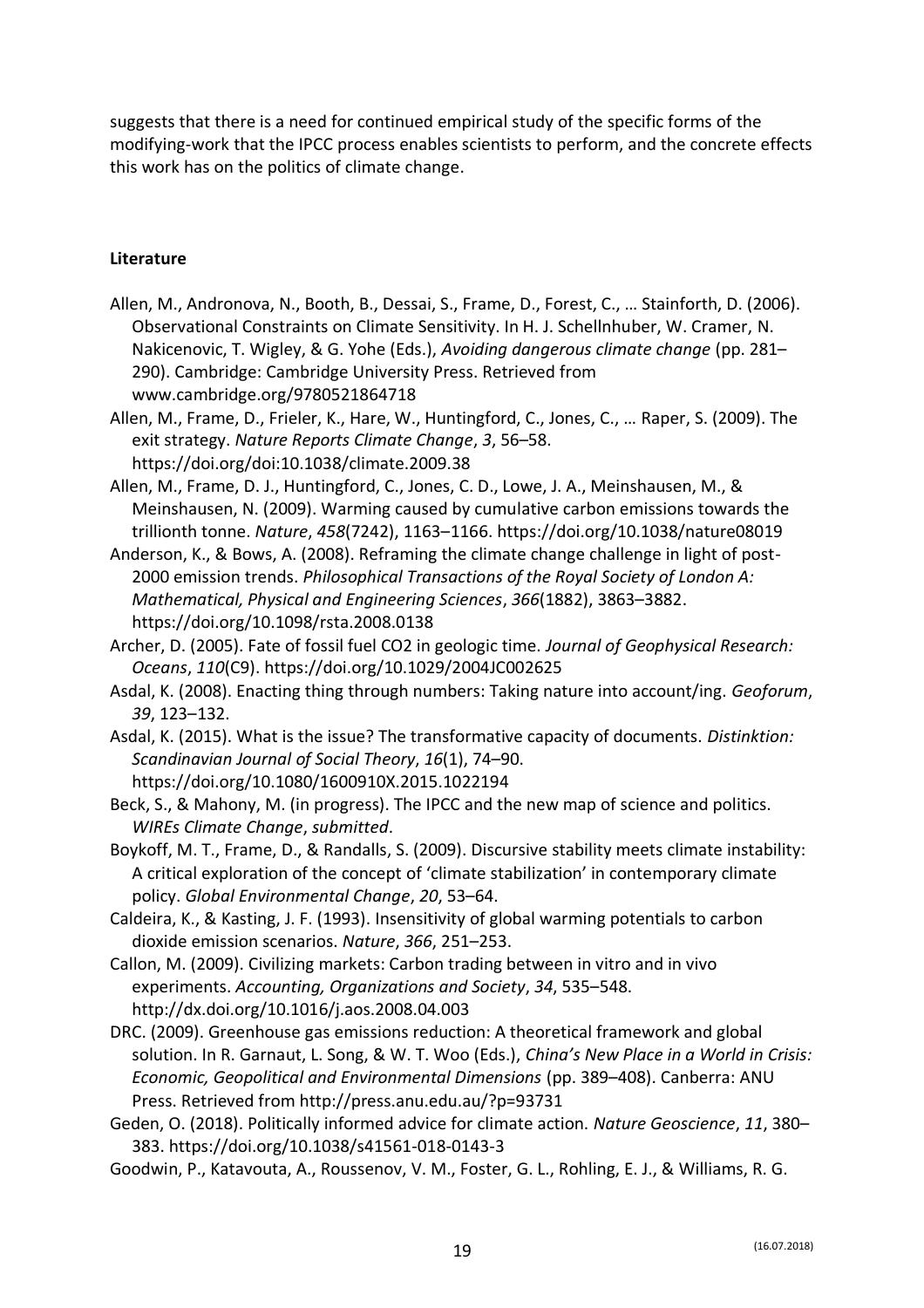suggests that there is a need for continued empirical study of the specific forms of the modifying-work that the IPCC process enables scientists to perform, and the concrete effects this work has on the politics of climate change.

**Literature**

Allen, M., Andronova, N., Booth, B., Dessai, S., Frame, D., Forest, C., … Stainforth, D. (2006). Observational Constraints on Climate Sensitivity. In H. J. Schellnhuber, W. Cramer, N. Nakicenovic, T. Wigley, & G. Yohe (Eds.), *Avoiding dangerous climate change* (pp. 281–290). Cambridge: Cambridge University Press. Retrieved from www.cambridge.org/9780521864718

Allen, M., Frame, D., Frieler, K., Hare, W., Huntingford, C., Jones, C., … Raper, S. (2009). The exit strategy. *Nature Reports Climate Change*, *3*, 56–58. https://doi.org/doi:10.1038/climate.2009.38

Allen, M., Frame, D. J., Huntingford, C., Jones, C. D., Lowe, J. A., Meinshausen, M., & Meinshausen, N. (2009). Warming caused by cumulative carbon emissions towards the trillionth tonne. *Nature*, *458*(7242), 1163–1166. https://doi.org/10.1038/nature08019

Anderson, K., & Bows, A. (2008). Reframing the climate change challenge in light of post-2000 emission trends. *Philosophical Transactions of the Royal Society of London A: Mathematical, Physical and Engineering Sciences*, *366*(1882), 3863–3882. https://doi.org/10.1098/rsta.2008.0138

Archer, D. (2005). Fate of fossil fuel CO2 in geologic time. *Journal of Geophysical Research: Oceans*, *110*(C9). https://doi.org/10.1029/2004JC002625

Asdal, K. (2008). Enacting thing through numbers: Taking nature into account/ing. *Geoforum*, *39*, 123–132.

Asdal, K. (2015). What is the issue? The transformative capacity of documents. *Distinktion: Scandinavian Journal of Social Theory*, *16*(1), 74–90. https://doi.org/10.1080/1600910X.2015.1022194

Beck, S., & Mahony, M. (in progress). The IPCC and the new map of science and politics. *WIREs Climate Change*, *submitted*.

Boykoff, M. T., Frame, D., & Randalls, S. (2009). Discursive stability meets climate instability: A critical exploration of the concept of 'climate stabilization' in contemporary climate policy. *Global Environmental Change*, *20*, 53–64.

Caldeira, K., & Kasting, J. F. (1993). Insensitivity of global warming potentials to carbon dioxide emission scenarios. *Nature*, *366*, 251–253.

Callon, M. (2009). Civilizing markets: Carbon trading between in vitro and in vivo experiments. *Accounting, Organizations and Society*, *34*, 535–548. http://dx.doi.org/10.1016/j.aos.2008.04.003

DRC. (2009). Greenhouse gas emissions reduction: A theoretical framework and global solution. In R. Garnaut, L. Song, & W. T. Woo (Eds.), *China's New Place in a World in Crisis: Economic, Geopolitical and Environmental Dimensions* (pp. 389–408). Canberra: ANU Press. Retrieved from http://press.anu.edu.au/?p=93731

Geden, O. (2018). Politically informed advice for climate action. *Nature Geoscience*, *11*, 380–383. https://doi.org/10.1038/s41561-018-0143-3

Goodwin, P., Katavouta, A., Roussenov, V. M., Foster, G. L., Rohling, E. J., & Williams, R. G.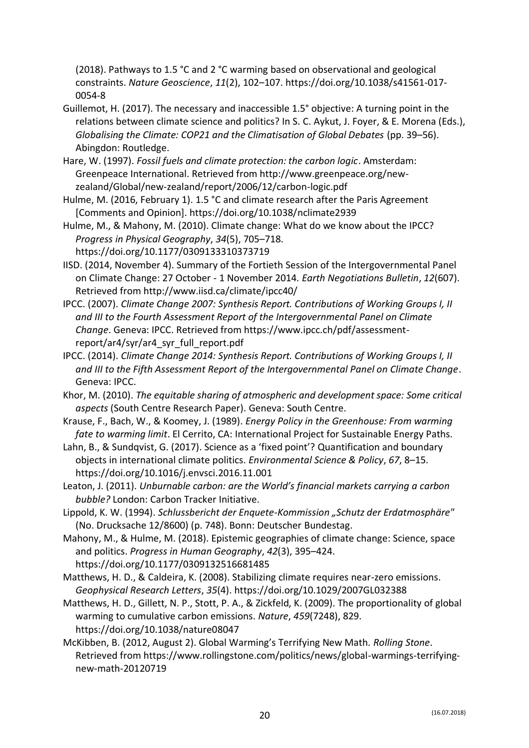(2018). Pathways to 1.5 °C and 2 °C warming based on observational and geological constraints. *Nature Geoscience*, *11*(2), 102–107. https://doi.org/10.1038/s41561-017-0054-8

Guillemot, H. (2017). The necessary and inaccessible 1.5° objective: A turning point in the relations between climate science and politics? In S. C. Aykut, J. Foyer, & E. Morena (Eds.), *Globalising the Climate: COP21 and the Climatisation of Global Debates* (pp. 39–56). Abingdon: Routledge.

Hare, W. (1997). *Fossil fuels and climate protection: the carbon logic*. Amsterdam: Greenpeace International. Retrieved from http://www.greenpeace.org/new-zealand/Global/new-zealand/report/2006/12/carbon-logic.pdf

Hulme, M. (2016, February 1). 1.5 °C and climate research after the Paris Agreement [Comments and Opinion]. https://doi.org/10.1038/nclimate2939

Hulme, M., & Mahony, M. (2010). Climate change: What do we know about the IPCC? *Progress in Physical Geography*, *34*(5), 705–718. https://doi.org/10.1177/0309133310373719

IISD. (2014, November 4). Summary of the Fortieth Session of the Intergovernmental Panel on Climate Change: 27 October - 1 November 2014. *Earth Negotiations Bulletin*, *12*(607). Retrieved from http://www.iisd.ca/climate/ipcc40/

IPCC. (2007). *Climate Change 2007: Synthesis Report. Contributions of Working Groups I, II and III to the Fourth Assessment Report of the Intergovernmental Panel on Climate Change*. Geneva: IPCC. Retrieved from https://www.ipcc.ch/pdf/assessment-report/ar4/syr/ar4_syr_full_report.pdf

IPCC. (2014). *Climate Change 2014: Synthesis Report. Contributions of Working Groups I, II and III to the Fifth Assessment Report of the Intergovernmental Panel on Climate Change*. Geneva: IPCC.

Khor, M. (2010). *The equitable sharing of atmospheric and development space: Some critical aspects* (South Centre Research Paper). Geneva: South Centre.

Krause, F., Bach, W., & Koomey, J. (1989). *Energy Policy in the Greenhouse: From warming fate to warming limit*. El Cerrito, CA: International Project for Sustainable Energy Paths.

Lahn, B., & Sundqvist, G. (2017). Science as a 'fixed point'? Quantification and boundary objects in international climate politics. *Environmental Science & Policy*, *67*, 8–15. https://doi.org/10.1016/j.envsci.2016.11.001

Leaton, J. (2011). *Unburnable carbon: are the World's financial markets carrying a carbon bubble?* London: Carbon Tracker Initiative.

Lippold, K. W. (1994). *Schlussbericht der Enquete-Kommission „Schutz der Erdatmosphäre"* (No. Drucksache 12/8600) (p. 748). Bonn: Deutscher Bundestag.

Mahony, M., & Hulme, M. (2018). Epistemic geographies of climate change: Science, space and politics. *Progress in Human Geography*, *42*(3), 395–424. https://doi.org/10.1177/0309132516681485

Matthews, H. D., & Caldeira, K. (2008). Stabilizing climate requires near-zero emissions. *Geophysical Research Letters*, *35*(4). https://doi.org/10.1029/2007GL032388

Matthews, H. D., Gillett, N. P., Stott, P. A., & Zickfeld, K. (2009). The proportionality of global warming to cumulative carbon emissions. *Nature*, *459*(7248), 829. https://doi.org/10.1038/nature08047

McKibben, B. (2012, August 2). Global Warming's Terrifying New Math. *Rolling Stone*. Retrieved from https://www.rollingstone.com/politics/news/global-warmings-terrifying-new-math-20120719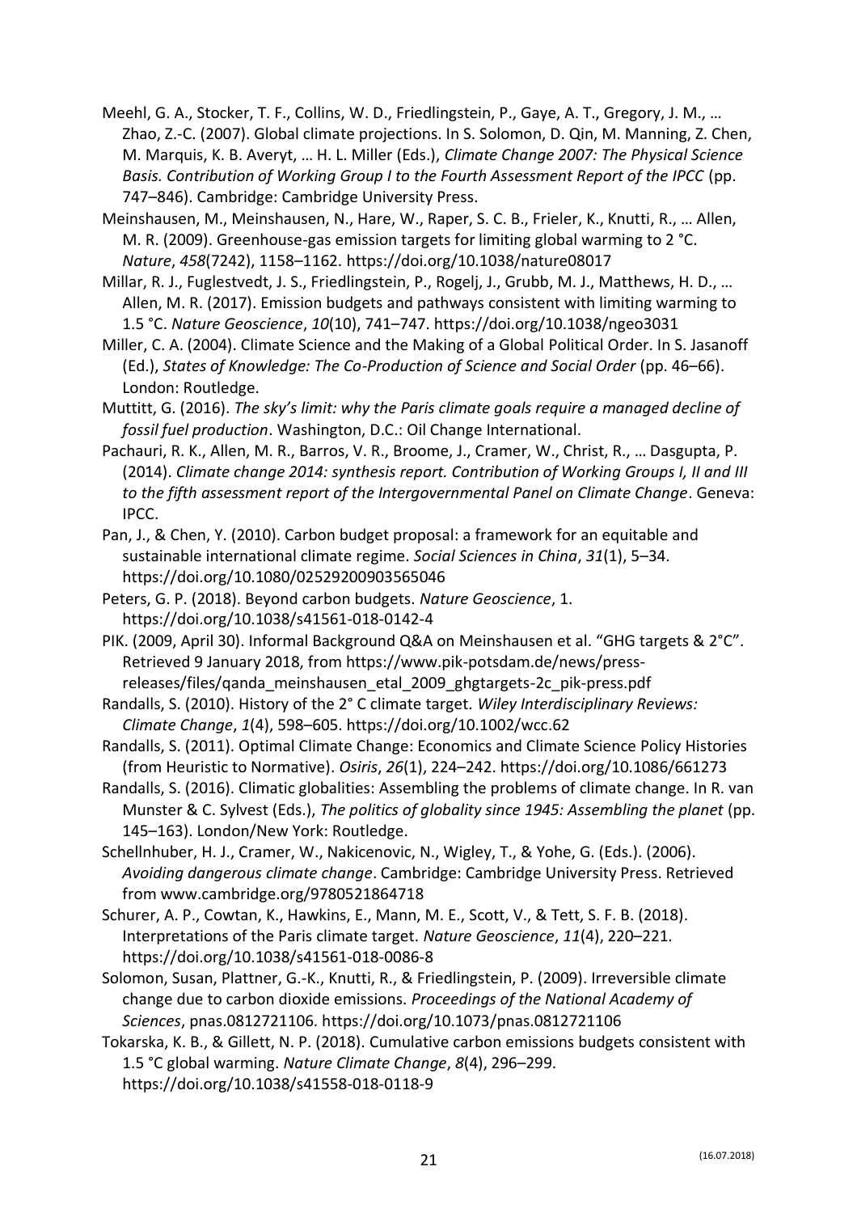Meehl, G. A., Stocker, T. F., Collins, W. D., Friedlingstein, P., Gaye, A. T., Gregory, J. M., … Zhao, Z.-C. (2007). Global climate projections. In S. Solomon, D. Qin, M. Manning, Z. Chen, M. Marquis, K. B. Averyt, … H. L. Miller (Eds.), *Climate Change 2007: The Physical Science Basis. Contribution of Working Group I to the Fourth Assessment Report of the IPCC* (pp. 747–846). Cambridge: Cambridge University Press.

Meinshausen, M., Meinshausen, N., Hare, W., Raper, S. C. B., Frieler, K., Knutti, R., … Allen, M. R. (2009). Greenhouse-gas emission targets for limiting global warming to 2 °C. *Nature*, *458*(7242), 1158–1162. https://doi.org/10.1038/nature08017

Millar, R. J., Fuglestvedt, J. S., Friedlingstein, P., Rogelj, J., Grubb, M. J., Matthews, H. D., … Allen, M. R. (2017). Emission budgets and pathways consistent with limiting warming to 1.5 °C. *Nature Geoscience*, *10*(10), 741–747. https://doi.org/10.1038/ngeo3031

Miller, C. A. (2004). Climate Science and the Making of a Global Political Order. In S. Jasanoff (Ed.), *States of Knowledge: The Co-Production of Science and Social Order* (pp. 46–66). London: Routledge.

Muttitt, G. (2016). *The sky's limit: why the Paris climate goals require a managed decline of fossil fuel production*. Washington, D.C.: Oil Change International.

Pachauri, R. K., Allen, M. R., Barros, V. R., Broome, J., Cramer, W., Christ, R., … Dasgupta, P. (2014). *Climate change 2014: synthesis report. Contribution of Working Groups I, II and III to the fifth assessment report of the Intergovernmental Panel on Climate Change*. Geneva: IPCC.

Pan, J., & Chen, Y. (2010). Carbon budget proposal: a framework for an equitable and sustainable international climate regime. *Social Sciences in China*, *31*(1), 5–34. https://doi.org/10.1080/02529200903565046

Peters, G. P. (2018). Beyond carbon budgets. *Nature Geoscience*, 1. https://doi.org/10.1038/s41561-018-0142-4

PIK. (2009, April 30). Informal Background Q&A on Meinshausen et al. "GHG targets & 2°C". Retrieved 9 January 2018, from https://www.pik-potsdam.de/news/press-releases/files/qanda_meinshausen_etal_2009_ghgtargets-2c_pik-press.pdf

Randalls, S. (2010). History of the 2° C climate target. *Wiley Interdisciplinary Reviews: Climate Change*, *1*(4), 598–605. https://doi.org/10.1002/wcc.62

Randalls, S. (2011). Optimal Climate Change: Economics and Climate Science Policy Histories (from Heuristic to Normative). *Osiris*, *26*(1), 224–242. https://doi.org/10.1086/661273

Randalls, S. (2016). Climatic globalities: Assembling the problems of climate change. In R. van Munster & C. Sylvest (Eds.), *The politics of globality since 1945: Assembling the planet* (pp. 145–163). London/New York: Routledge.

Schellnhuber, H. J., Cramer, W., Nakicenovic, N., Wigley, T., & Yohe, G. (Eds.). (2006). *Avoiding dangerous climate change*. Cambridge: Cambridge University Press. Retrieved from www.cambridge.org/9780521864718

Schurer, A. P., Cowtan, K., Hawkins, E., Mann, M. E., Scott, V., & Tett, S. F. B. (2018). Interpretations of the Paris climate target. *Nature Geoscience*, *11*(4), 220–221. https://doi.org/10.1038/s41561-018-0086-8

Solomon, Susan, Plattner, G.-K., Knutti, R., & Friedlingstein, P. (2009). Irreversible climate change due to carbon dioxide emissions. *Proceedings of the National Academy of Sciences*, pnas.0812721106. https://doi.org/10.1073/pnas.0812721106

Tokarska, K. B., & Gillett, N. P. (2018). Cumulative carbon emissions budgets consistent with 1.5 °C global warming. *Nature Climate Change*, *8*(4), 296–299. https://doi.org/10.1038/s41558-018-0118-9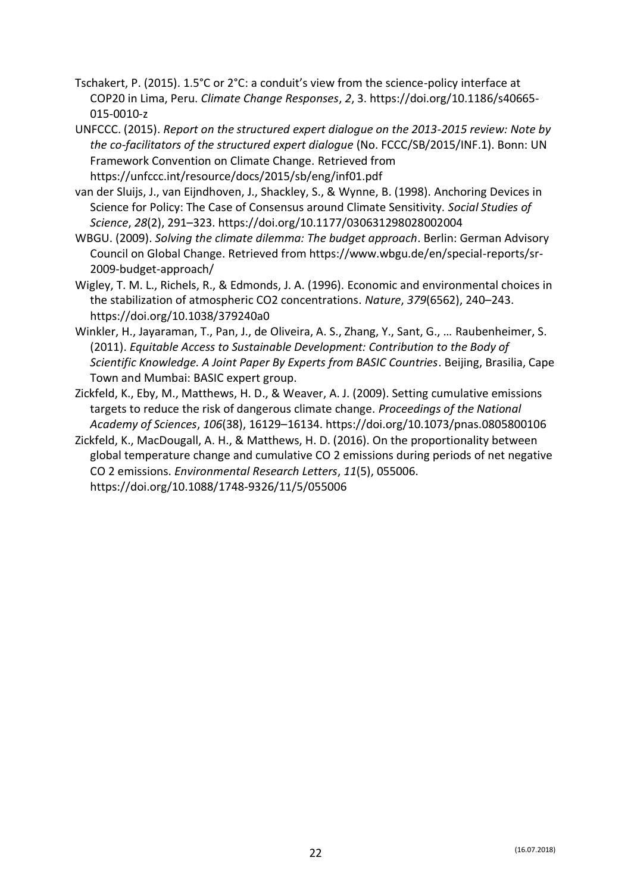Tschakert, P. (2015). 1.5°C or 2°C: a conduit's view from the science-policy interface at COP20 in Lima, Peru. *Climate Change Responses*, *2*, 3. https://doi.org/10.1186/s40665-015-0010-z

UNFCCC. (2015). *Report on the structured expert dialogue on the 2013-2015 review: Note by the co-facilitators of the structured expert dialogue* (No. FCCC/SB/2015/INF.1). Bonn: UN Framework Convention on Climate Change. Retrieved from https://unfccc.int/resource/docs/2015/sb/eng/inf01.pdf

van der Sluijs, J., van Eijndhoven, J., Shackley, S., & Wynne, B. (1998). Anchoring Devices in Science for Policy: The Case of Consensus around Climate Sensitivity. *Social Studies of Science*, *28*(2), 291–323. https://doi.org/10.1177/030631298028002004

WBGU. (2009). *Solving the climate dilemma: The budget approach*. Berlin: German Advisory Council on Global Change. Retrieved from https://www.wbgu.de/en/special-reports/sr-2009-budget-approach/

Wigley, T. M. L., Richels, R., & Edmonds, J. A. (1996). Economic and environmental choices in the stabilization of atmospheric CO2 concentrations. *Nature*, *379*(6562), 240–243. https://doi.org/10.1038/379240a0

Winkler, H., Jayaraman, T., Pan, J., de Oliveira, A. S., Zhang, Y., Sant, G., … Raubenheimer, S. (2011). *Equitable Access to Sustainable Development: Contribution to the Body of Scientific Knowledge. A Joint Paper By Experts from BASIC Countries*. Beijing, Brasilia, Cape Town and Mumbai: BASIC expert group.

Zickfeld, K., Eby, M., Matthews, H. D., & Weaver, A. J. (2009). Setting cumulative emissions targets to reduce the risk of dangerous climate change. *Proceedings of the National Academy of Sciences*, *106*(38), 16129–16134. https://doi.org/10.1073/pnas.0805800106

Zickfeld, K., MacDougall, A. H., & Matthews, H. D. (2016). On the proportionality between global temperature change and cumulative CO 2 emissions during periods of net negative CO 2 emissions. *Environmental Research Letters*, *11*(5), 055006. https://doi.org/10.1088/1748-9326/11/5/055006

(16.07.2018)